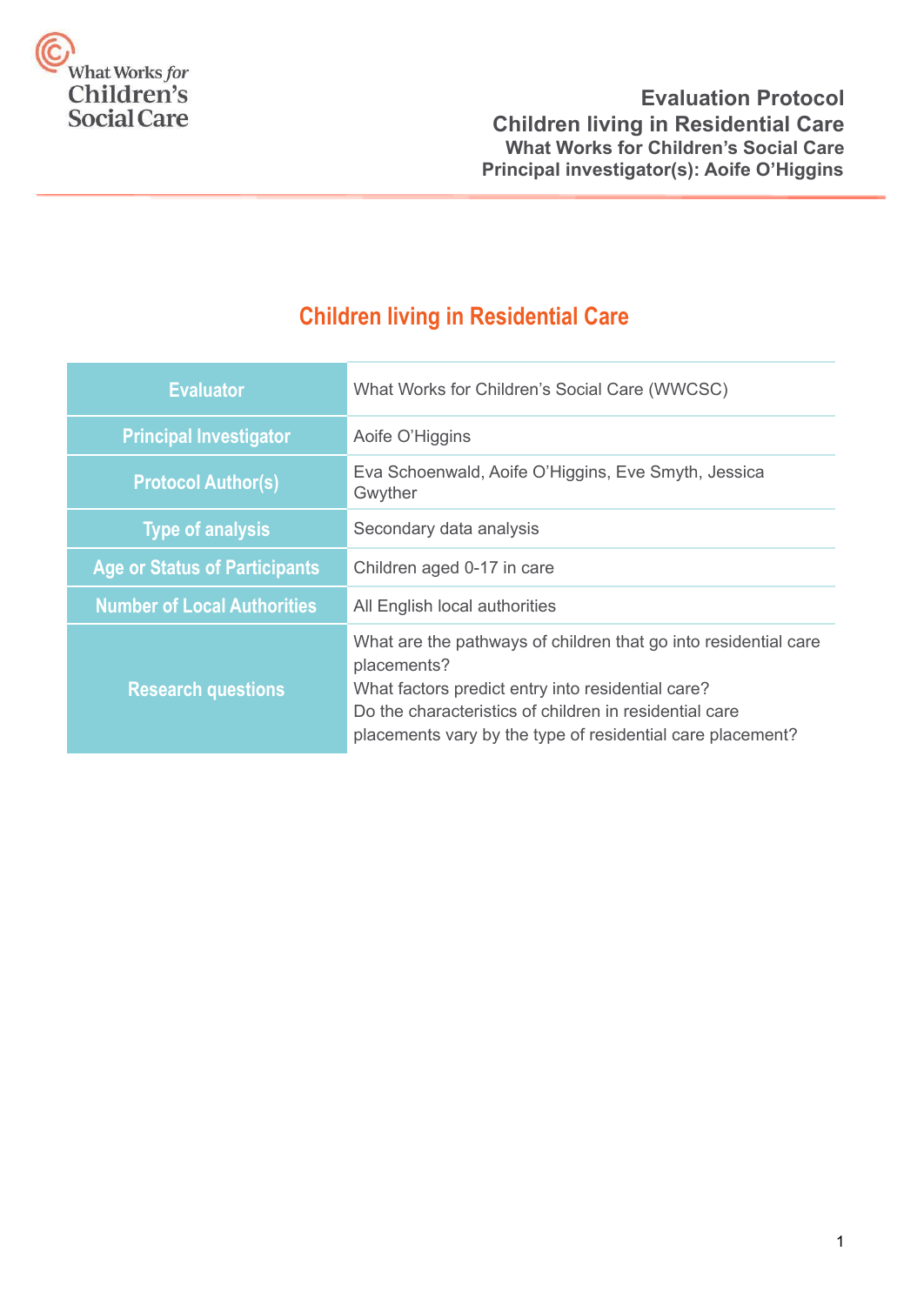# Evaluation Protocol
## Children living in Residential Care
### What Works for Children's Social Care
### Principal investigator(s): Aoife O'Higgins

## Children living in Residential Care

| | |
|---|---|
| **Evaluator** | What Works for Children's Social Care (WWCSC) |
| **Principal Investigator** | Aoife O'Higgins |
| **Protocol Author(s)** | Eva Schoenwald, Aoife O'Higgins, Eve Smyth, Jessica Gwyther |
| **Type of analysis** | Secondary data analysis |
| **Age or Status of Participants** | Children aged 0-17 in care |
| **Number of Local Authorities** | All English local authorities |
| **Research questions** | What are the pathways of children that go into residential care placements?<br>What factors predict entry into residential care?<br>Do the characteristics of children in residential care placements vary by the type of residential care placement? |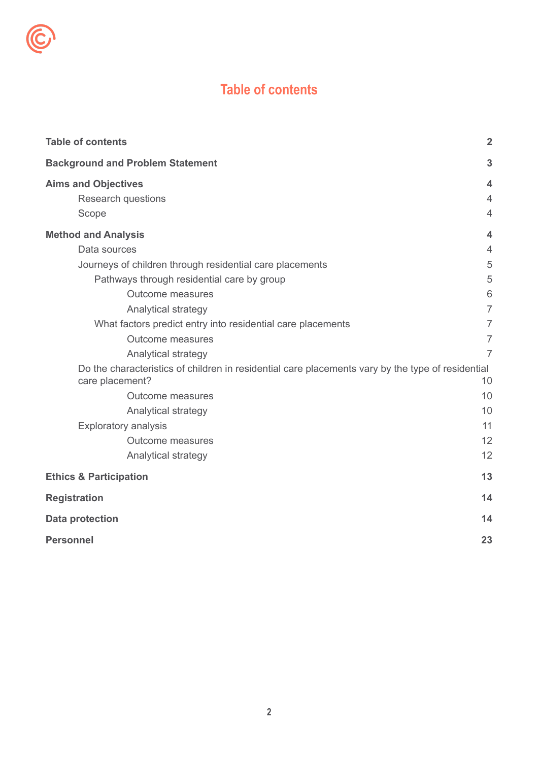# Table of contents

| | |
|---|---|
| **Table of contents** | **2** |
| **Background and Problem Statement** | **3** |
| **Aims and Objectives** | **4** |
| Research questions | 4 |
| Scope | 4 |
| **Method and Analysis** | **4** |
| Data sources | 4 |
| Journeys of children through residential care placements | 5 |
| Pathways through residential care by group | 5 |
| Outcome measures | 6 |
| Analytical strategy | 7 |
| What factors predict entry into residential care placements | 7 |
| Outcome measures | 7 |
| Analytical strategy | 7 |
| Do the characteristics of children in residential care placements vary by the type of residential care placement? | 10 |
| Outcome measures | 10 |
| Analytical strategy | 10 |
| Exploratory analysis | 11 |
| Outcome measures | 12 |
| Analytical strategy | 12 |
| **Ethics & Participation** | **13** |
| **Registration** | **14** |
| **Data protection** | **14** |
| **Personnel** | **23** |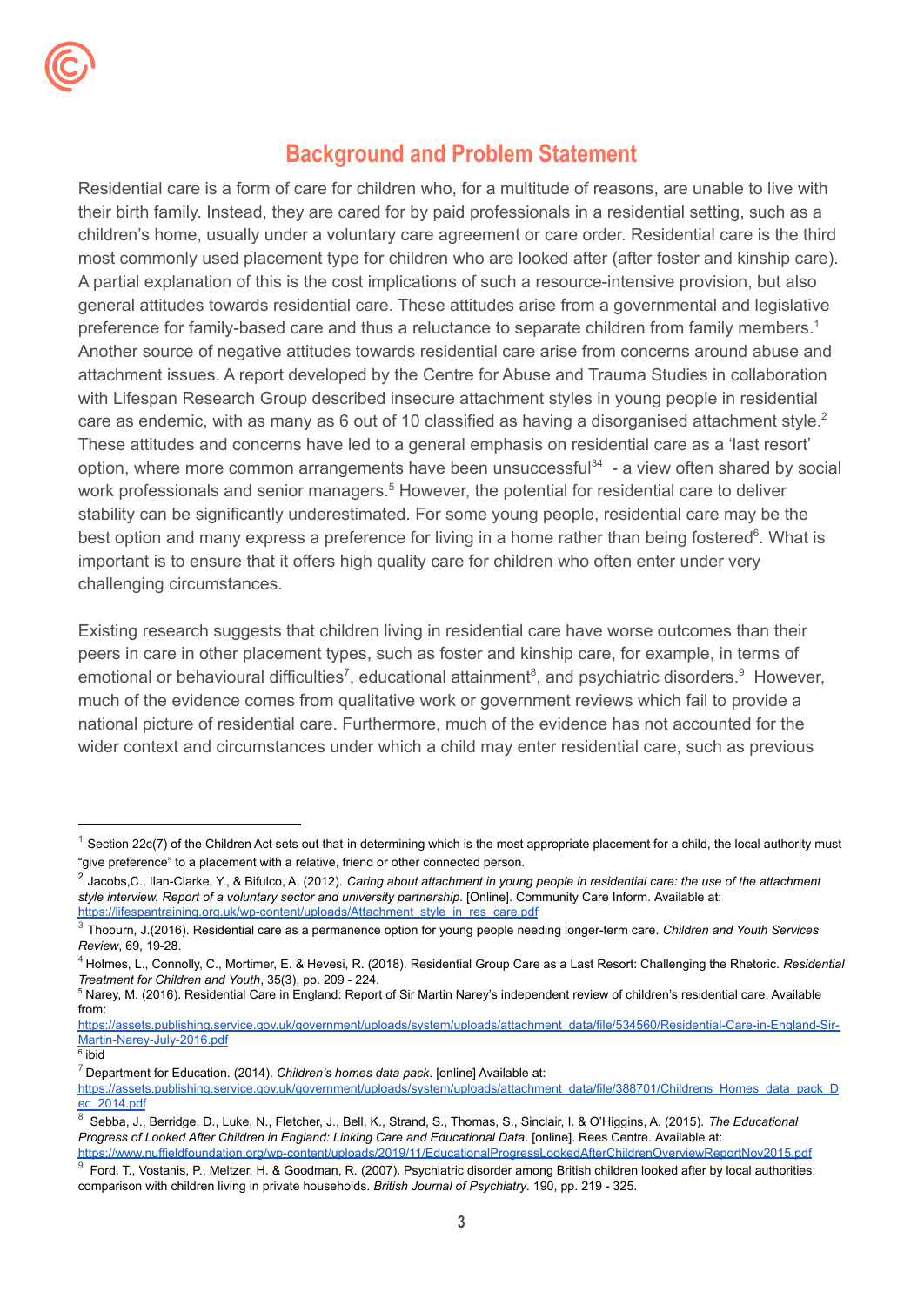## Background and Problem Statement

Residential care is a form of care for children who, for a multitude of reasons, are unable to live with their birth family. Instead, they are cared for by paid professionals in a residential setting, such as a children's home, usually under a voluntary care agreement or care order. Residential care is the third most commonly used placement type for children who are looked after (after foster and kinship care). A partial explanation of this is the cost implications of such a resource-intensive provision, but also general attitudes towards residential care. These attitudes arise from a governmental and legislative preference for family-based care and thus a reluctance to separate children from family members.[1] Another source of negative attitudes towards residential care arise from concerns around abuse and attachment issues. A report developed by the Centre for Abuse and Trauma Studies in collaboration with Lifespan Research Group described insecure attachment styles in young people in residential care as endemic, with as many as 6 out of 10 classified as having a disorganised attachment style.[2] These attitudes and concerns have led to a general emphasis on residential care as a 'last resort' option, where more common arrangements have been unsuccessful[34] - a view often shared by social work professionals and senior managers.[5] However, the potential for residential care to deliver stability can be significantly underestimated. For some young people, residential care may be the best option and many express a preference for living in a home rather than being fostered[6]. What is important is to ensure that it offers high quality care for children who often enter under very challenging circumstances.

Existing research suggests that children living in residential care have worse outcomes than their peers in care in other placement types, such as foster and kinship care, for example, in terms of emotional or behavioural difficulties[7], educational attainment[8], and psychiatric disorders.[9] However, much of the evidence comes from qualitative work or government reviews which fail to provide a national picture of residential care. Furthermore, much of the evidence has not accounted for the wider context and circumstances under which a child may enter residential care, such as previous

---

[1] Section 22c(7) of the Children Act sets out that in determining which is the most appropriate placement for a child, the local authority must "give preference" to a placement with a relative, friend or other connected person.

[2] Jacobs,C., Ilan-Clarke, Y., & Bifulco, A. (2012). *Caring about attachment in young people in residential care: the use of the attachment style interview. Report of a voluntary sector and university partnership*. [Online]. Community Care Inform. Available at: https://lifespantraining.org.uk/wp-content/uploads/Attachment_style_in_res_care.pdf

[3] Thoburn, J.(2016). Residential care as a permanence option for young people needing longer-term care. *Children and Youth Services Review*, 69, 19-28.

[4] Holmes, L., Connolly, C., Mortimer, E. & Hevesi, R. (2018). Residential Group Care as a Last Resort: Challenging the Rhetoric. *Residential Treatment for Children and Youth*, 35(3), pp. 209 - 224.

[5] Narey, M. (2016). Residential Care in England: Report of Sir Martin Narey's independent review of children's residential care, Available from: https://assets.publishing.service.gov.uk/government/uploads/system/uploads/attachment_data/file/534560/Residential-Care-in-England-Sir-Martin-Narey-July-2016.pdf

[6] ibid

[7] Department for Education. (2014). *Children's homes data pack*. [online] Available at: https://assets.publishing.service.gov.uk/government/uploads/system/uploads/attachment_data/file/388701/Childrens_Homes_data_pack_Dec_2014.pdf

[8] Sebba, J., Berridge, D., Luke, N., Fletcher, J., Bell, K., Strand, S., Thomas, S., Sinclair, I. & O'Higgins, A. (2015). *The Educational Progress of Looked After Children in England: Linking Care and Educational Data*. [online]. Rees Centre. Available at: https://www.nuffieldfoundation.org/wp-content/uploads/2019/11/EducationalProgressLookedAfterChildrenOverviewReportNov2015.pdf

[9] Ford, T., Vostanis, P., Meltzer, H. & Goodman, R. (2007). Psychiatric disorder among British children looked after by local authorities: comparison with children living in private households. *British Journal of Psychiatry*. 190, pp. 219 - 325.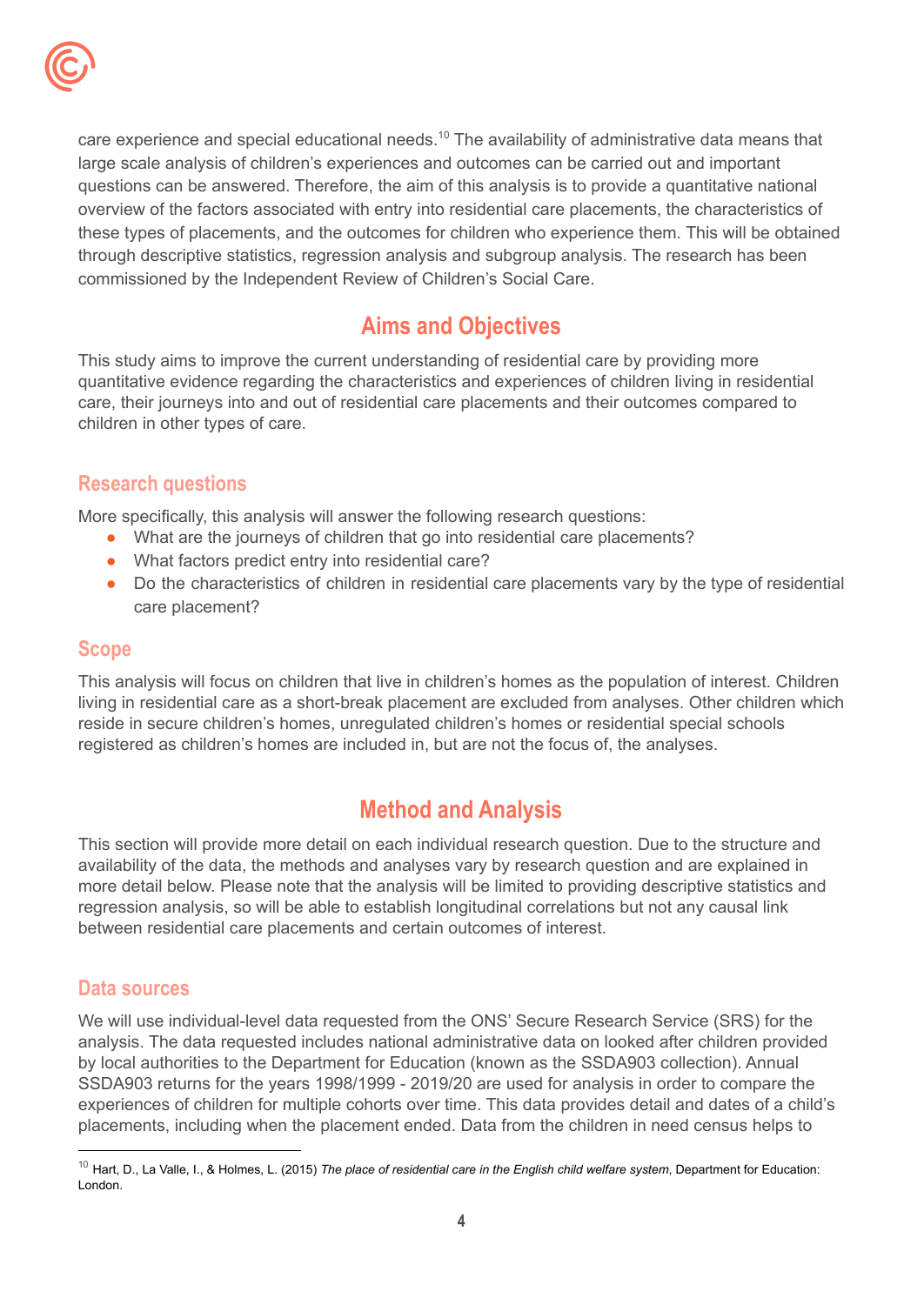care experience and special educational needs.[10] The availability of administrative data means that large scale analysis of children's experiences and outcomes can be carried out and important questions can be answered. Therefore, the aim of this analysis is to provide a quantitative national overview of the factors associated with entry into residential care placements, the characteristics of these types of placements, and the outcomes for children who experience them. This will be obtained through descriptive statistics, regression analysis and subgroup analysis. The research has been commissioned by the Independent Review of Children's Social Care.

## Aims and Objectives

This study aims to improve the current understanding of residential care by providing more quantitative evidence regarding the characteristics and experiences of children living in residential care, their journeys into and out of residential care placements and their outcomes compared to children in other types of care.

### Research questions

More specifically, this analysis will answer the following research questions:

- What are the journeys of children that go into residential care placements?
- What factors predict entry into residential care?
- Do the characteristics of children in residential care placements vary by the type of residential care placement?

### Scope

This analysis will focus on children that live in children's homes as the population of interest. Children living in residential care as a short-break placement are excluded from analyses. Other children which reside in secure children's homes, unregulated children's homes or residential special schools registered as children's homes are included in, but are not the focus of, the analyses.

## Method and Analysis

This section will provide more detail on each individual research question. Due to the structure and availability of the data, the methods and analyses vary by research question and are explained in more detail below. Please note that the analysis will be limited to providing descriptive statistics and regression analysis, so will be able to establish longitudinal correlations but not any causal link between residential care placements and certain outcomes of interest.

### Data sources

We will use individual-level data requested from the ONS' Secure Research Service (SRS) for the analysis. The data requested includes national administrative data on looked after children provided by local authorities to the Department for Education (known as the SSDA903 collection). Annual SSDA903 returns for the years 1998/1999 - 2019/20 are used for analysis in order to compare the experiences of children for multiple cohorts over time. This data provides detail and dates of a child's placements, including when the placement ended. Data from the children in need census helps to

[10] Hart, D., La Valle, I., & Holmes, L. (2015) *The place of residential care in the English child welfare system*, Department for Education: London.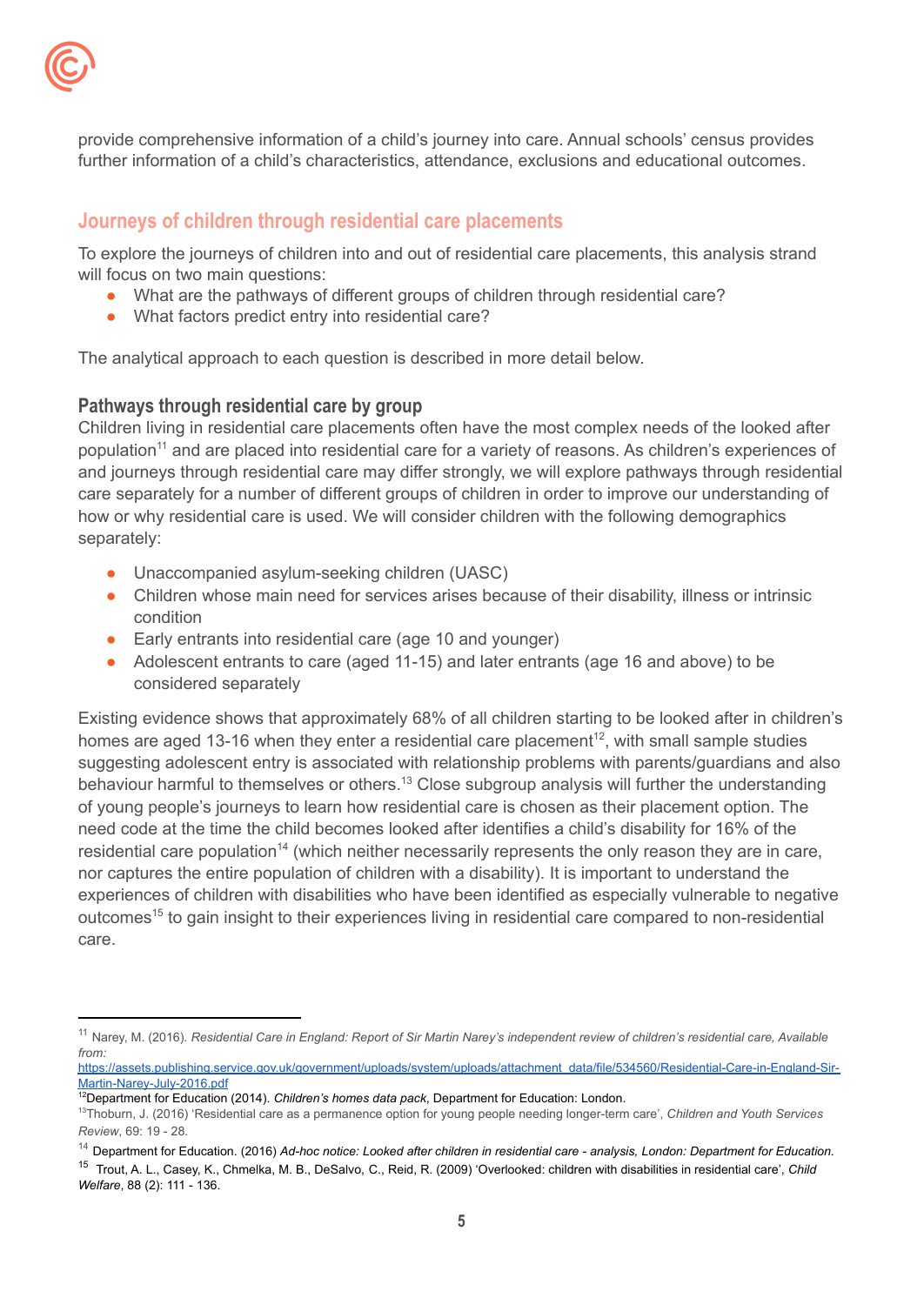provide comprehensive information of a child's journey into care. Annual schools' census provides further information of a child's characteristics, attendance, exclusions and educational outcomes.

## Journeys of children through residential care placements

To explore the journeys of children into and out of residential care placements, this analysis strand will focus on two main questions:

- What are the pathways of different groups of children through residential care?
- What factors predict entry into residential care?

The analytical approach to each question is described in more detail below.

### Pathways through residential care by group

Children living in residential care placements often have the most complex needs of the looked after population[11] and are placed into residential care for a variety of reasons. As children's experiences of and journeys through residential care may differ strongly, we will explore pathways through residential care separately for a number of different groups of children in order to improve our understanding of how or why residential care is used. We will consider children with the following demographics separately:

- Unaccompanied asylum-seeking children (UASC)
- Children whose main need for services arises because of their disability, illness or intrinsic condition
- Early entrants into residential care (age 10 and younger)
- Adolescent entrants to care (aged 11-15) and later entrants (age 16 and above) to be considered separately

Existing evidence shows that approximately 68% of all children starting to be looked after in children's homes are aged 13-16 when they enter a residential care placement[12], with small sample studies suggesting adolescent entry is associated with relationship problems with parents/guardians and also behaviour harmful to themselves or others.[13] Close subgroup analysis will further the understanding of young people's journeys to learn how residential care is chosen as their placement option. The need code at the time the child becomes looked after identifies a child's disability for 16% of the residential care population[14] (which neither necessarily represents the only reason they are in care, nor captures the entire population of children with a disability). It is important to understand the experiences of children with disabilities who have been identified as especially vulnerable to negative outcomes[15] to gain insight to their experiences living in residential care compared to non-residential care.

---

[11] Narey, M. (2016). *Residential Care in England: Report of Sir Martin Narey's independent review of children's residential care, Available from:* https://assets.publishing.service.gov.uk/government/uploads/system/uploads/attachment_data/file/534560/Residential-Care-in-England-Sir-Martin-Narey-July-2016.pdf

[12] Department for Education (2014). *Children's homes data pack*, Department for Education: London.

[13] Thoburn, J. (2016) 'Residential care as a permanence option for young people needing longer-term care', *Children and Youth Services Review*, 69: 19 - 28.

[14] Department for Education. (2016) *Ad-hoc notice: Looked after children in residential care - analysis, London: Department for Education.*

[15] Trout, A. L., Casey, K., Chmelka, M. B., DeSalvo, C., Reid, R. (2009) 'Overlooked: children with disabilities in residential care', *Child Welfare*, 88 (2): 111 - 136.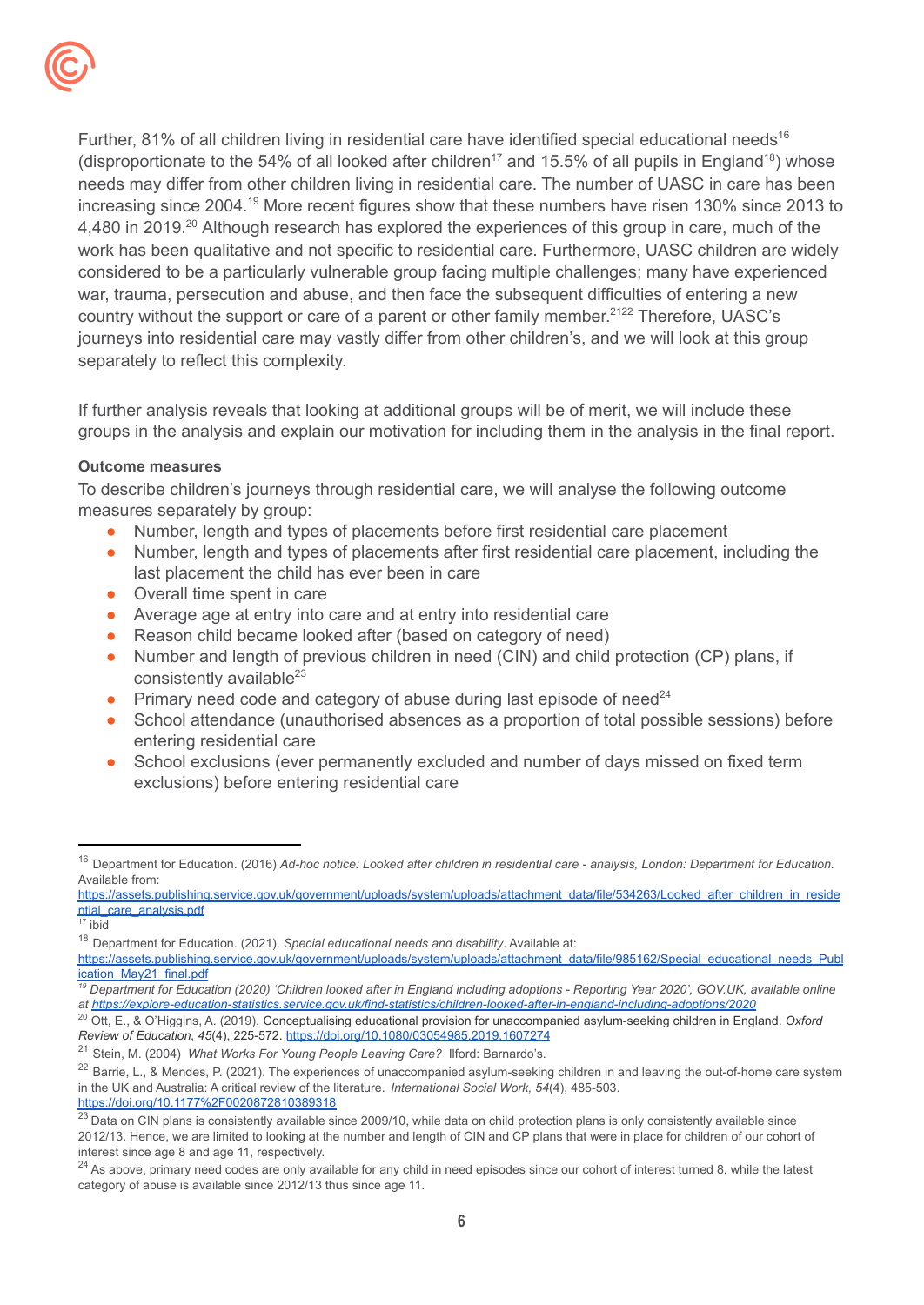Further, 81% of all children living in residential care have identified special educational needs[16] (disproportionate to the 54% of all looked after children[17] and 15.5% of all pupils in England[18]) whose needs may differ from other children living in residential care. The number of UASC in care has been increasing since 2004.[19] More recent figures show that these numbers have risen 130% since 2013 to 4,480 in 2019.[20] Although research has explored the experiences of this group in care, much of the work has been qualitative and not specific to residential care. Furthermore, UASC children are widely considered to be a particularly vulnerable group facing multiple challenges; many have experienced war, trauma, persecution and abuse, and then face the subsequent difficulties of entering a new country without the support or care of a parent or other family member.[21][22] Therefore, UASC's journeys into residential care may vastly differ from other children's, and we will look at this group separately to reflect this complexity.

If further analysis reveals that looking at additional groups will be of merit, we will include these groups in the analysis and explain our motivation for including them in the analysis in the final report.

**Outcome measures**

To describe children's journeys through residential care, we will analyse the following outcome measures separately by group:

- Number, length and types of placements before first residential care placement
- Number, length and types of placements after first residential care placement, including the last placement the child has ever been in care
- Overall time spent in care
- Average age at entry into care and at entry into residential care
- Reason child became looked after (based on category of need)
- Number and length of previous children in need (CIN) and child protection (CP) plans, if consistently available[23]
- Primary need code and category of abuse during last episode of need[24]
- School attendance (unauthorised absences as a proportion of total possible sessions) before entering residential care
- School exclusions (ever permanently excluded and number of days missed on fixed term exclusions) before entering residential care

---

[16] Department for Education. (2016) *Ad-hoc notice: Looked after children in residential care - analysis, London: Department for Education.* Available from: https://assets.publishing.service.gov.uk/government/uploads/system/uploads/attachment_data/file/534263/Looked_after_children_in_residential_care_analysis.pdf

[17] ibid

[18] Department for Education. (2021). *Special educational needs and disability*. Available at: https://assets.publishing.service.gov.uk/government/uploads/system/uploads/attachment_data/file/985162/Special_educational_needs_Publication_May21_final.pdf

[19] *Department for Education (2020) 'Children looked after in England including adoptions - Reporting Year 2020', GOV.UK, available online at https://explore-education-statistics.service.gov.uk/find-statistics/children-looked-after-in-england-including-adoptions/2020*

[20] Ott, E., & O'Higgins, A. (2019). Conceptualising educational provision for unaccompanied asylum-seeking children in England. *Oxford Review of Education, 45*(4), 225-572. https://doi.org/10.1080/03054985.2019.1607274

[21] Stein, M. (2004) *What Works For Young People Leaving Care?* Ilford: Barnardo's.

[22] Barrie, L., & Mendes, P. (2021). The experiences of unaccompanied asylum-seeking children in and leaving the out-of-home care system in the UK and Australia: A critical review of the literature. *International Social Work, 54*(4), 485-503. https://doi.org/10.1177%2F0020872810389318

[23] Data on CIN plans is consistently available since 2009/10, while data on child protection plans is only consistently available since 2012/13. Hence, we are limited to looking at the number and length of CIN and CP plans that were in place for children of our cohort of interest since age 8 and age 11, respectively.

[24] As above, primary need codes are only available for any child in need episodes since our cohort of interest turned 8, while the latest category of abuse is available since 2012/13 thus since age 11.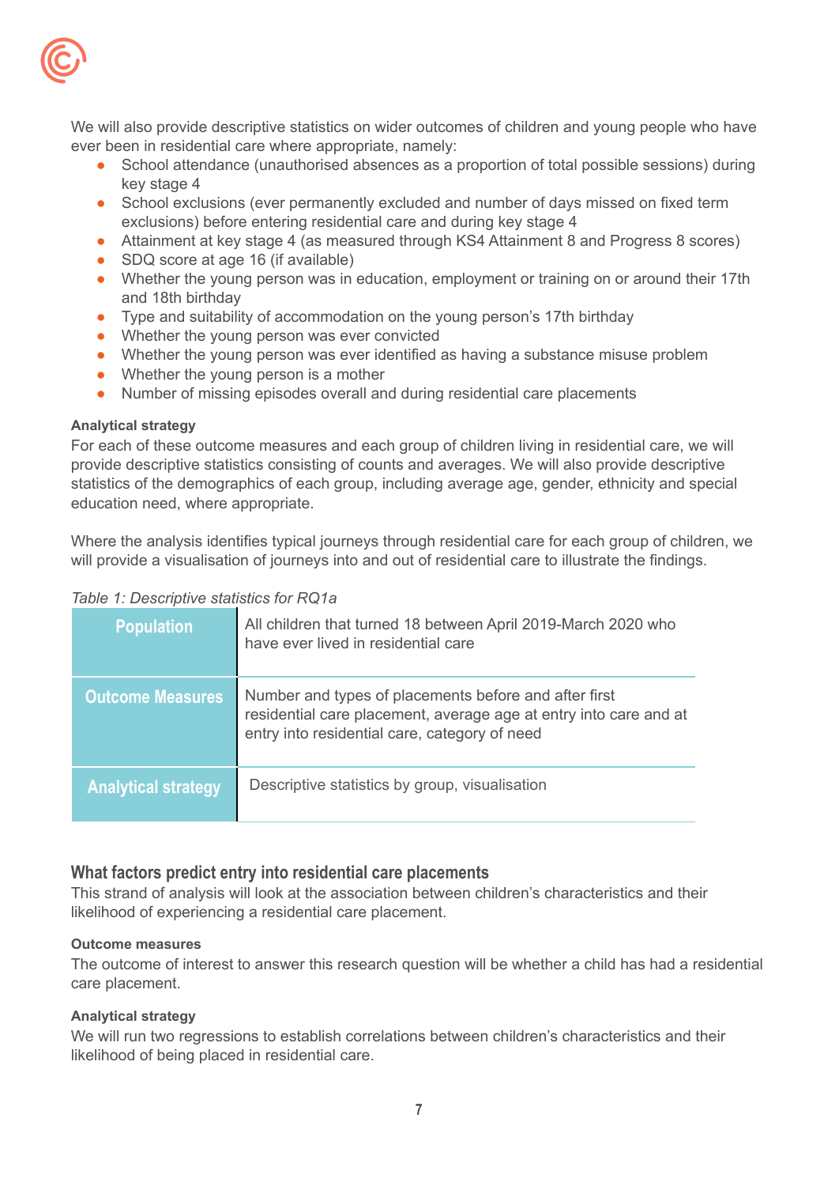We will also provide descriptive statistics on wider outcomes of children and young people who have ever been in residential care where appropriate, namely:

- School attendance (unauthorised absences as a proportion of total possible sessions) during key stage 4
- School exclusions (ever permanently excluded and number of days missed on fixed term exclusions) before entering residential care and during key stage 4
- Attainment at key stage 4 (as measured through KS4 Attainment 8 and Progress 8 scores)
- SDQ score at age 16 (if available)
- Whether the young person was in education, employment or training on or around their 17th and 18th birthday
- Type and suitability of accommodation on the young person's 17th birthday
- Whether the young person was ever convicted
- Whether the young person was ever identified as having a substance misuse problem
- Whether the young person is a mother
- Number of missing episodes overall and during residential care placements

**Analytical strategy**

For each of these outcome measures and each group of children living in residential care, we will provide descriptive statistics consisting of counts and averages. We will also provide descriptive statistics of the demographics of each group, including average age, gender, ethnicity and special education need, where appropriate.

Where the analysis identifies typical journeys through residential care for each group of children, we will provide a visualisation of journeys into and out of residential care to illustrate the findings.

*Table 1: Descriptive statistics for RQ1a*

| | |
|---|---|
| **Population** | All children that turned 18 between April 2019-March 2020 who have ever lived in residential care |
| **Outcome Measures** | Number and types of placements before and after first residential care placement, average age at entry into care and at entry into residential care, category of need |
| **Analytical strategy** | Descriptive statistics by group, visualisation |

### What factors predict entry into residential care placements

This strand of analysis will look at the association between children's characteristics and their likelihood of experiencing a residential care placement.

**Outcome measures**

The outcome of interest to answer this research question will be whether a child has had a residential care placement.

**Analytical strategy**

We will run two regressions to establish correlations between children's characteristics and their likelihood of being placed in residential care.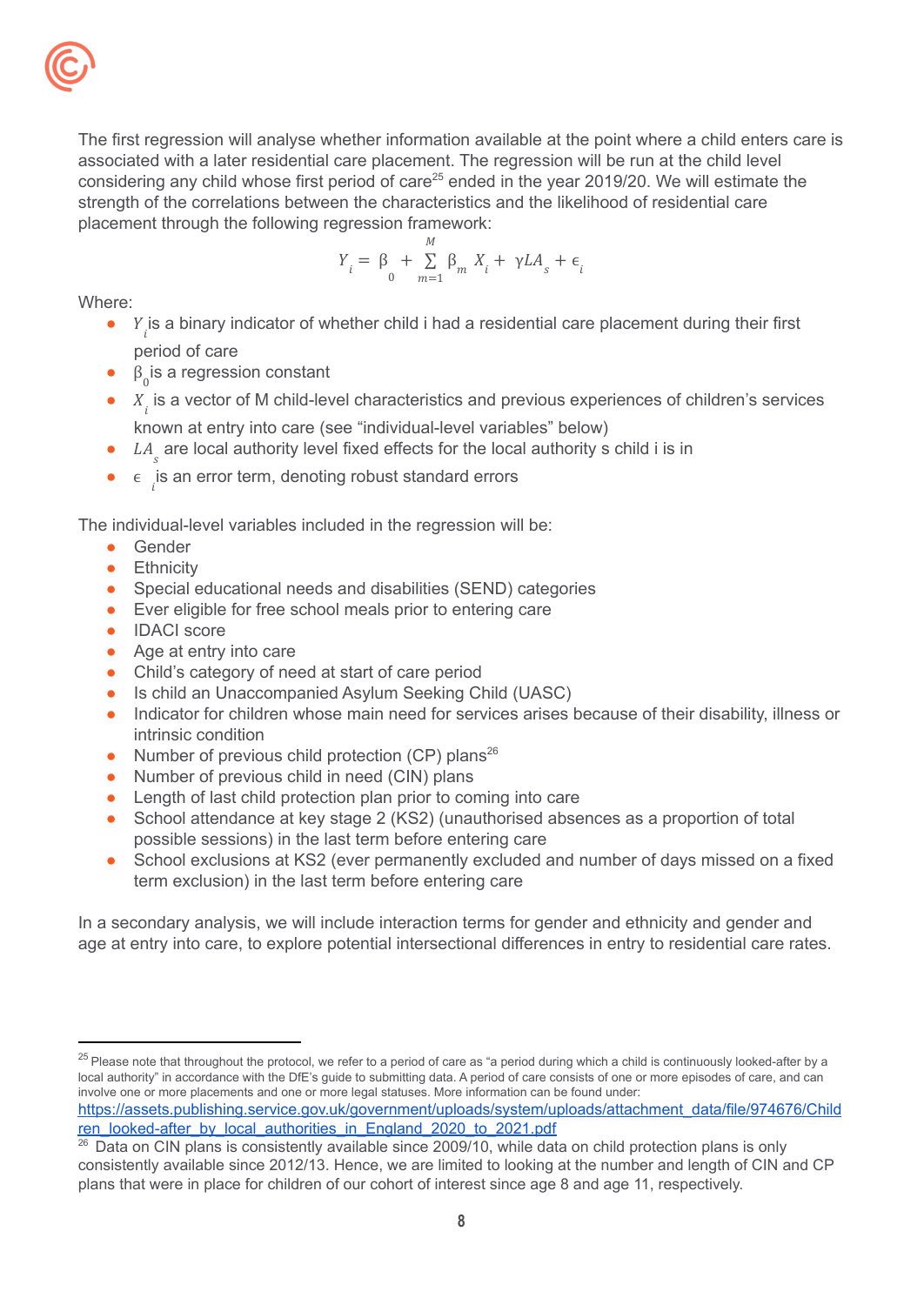The first regression will analyse whether information available at the point where a child enters care is associated with a later residential care placement. The regression will be run at the child level considering any child whose first period of care[25] ended in the year 2019/20. We will estimate the strength of the correlations between the characteristics and the likelihood of residential care placement through the following regression framework:

$$Y_i = \beta_0 + \sum_{m=1}^{M} \beta_m X_i + \gamma LA_s + \epsilon_i$$

Where:

- $Y_i$ is a binary indicator of whether child i had a residential care placement during their first period of care
- $\beta_0$ is a regression constant
- $X_i$ is a vector of M child-level characteristics and previous experiences of children's services known at entry into care (see "individual-level variables" below)
- $LA_s$ are local authority level fixed effects for the local authority s child i is in
- $\epsilon_i$ is an error term, denoting robust standard errors

The individual-level variables included in the regression will be:

- Gender
- Ethnicity
- Special educational needs and disabilities (SEND) categories
- Ever eligible for free school meals prior to entering care
- IDACI score
- Age at entry into care
- Child's category of need at start of care period
- Is child an Unaccompanied Asylum Seeking Child (UASC)
- Indicator for children whose main need for services arises because of their disability, illness or intrinsic condition
- Number of previous child protection (CP) plans[26]
- Number of previous child in need (CIN) plans
- Length of last child protection plan prior to coming into care
- School attendance at key stage 2 (KS2) (unauthorised absences as a proportion of total possible sessions) in the last term before entering care
- School exclusions at KS2 (ever permanently excluded and number of days missed on a fixed term exclusion) in the last term before entering care

In a secondary analysis, we will include interaction terms for gender and ethnicity and gender and age at entry into care, to explore potential intersectional differences in entry to residential care rates.

---

[25] Please note that throughout the protocol, we refer to a period of care as "a period during which a child is continuously looked-after by a local authority" in accordance with the DfE's guide to submitting data. A period of care consists of one or more episodes of care, and can involve one or more placements and one or more legal statuses. More information can be found under: https://assets.publishing.service.gov.uk/government/uploads/system/uploads/attachment_data/file/974676/Children_looked-after_by_local_authorities_in_England_2020_to_2021.pdf

[26] Data on CIN plans is consistently available since 2009/10, while data on child protection plans is only consistently available since 2012/13. Hence, we are limited to looking at the number and length of CIN and CP plans that were in place for children of our cohort of interest since age 8 and age 11, respectively.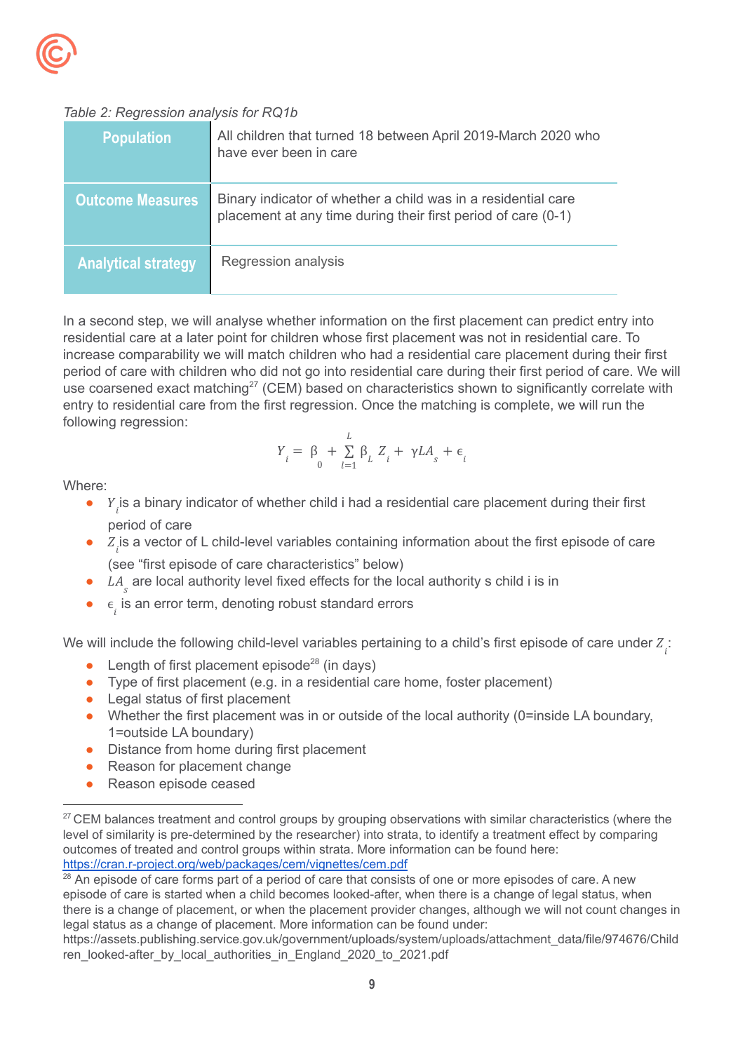*Table 2: Regression analysis for RQ1b*

| | |
|---|---|
| **Population** | All children that turned 18 between April 2019-March 2020 who have ever been in care |
| **Outcome Measures** | Binary indicator of whether a child was in a residential care placement at any time during their first period of care (0-1) |
| **Analytical strategy** | Regression analysis |

In a second step, we will analyse whether information on the first placement can predict entry into residential care at a later point for children whose first placement was not in residential care. To increase comparability we will match children who had a residential care placement during their first period of care with children who did not go into residential care during their first period of care. We will use coarsened exact matching[27] (CEM) based on characteristics shown to significantly correlate with entry to residential care from the first regression. Once the matching is complete, we will run the following regression:

$$Y_i = \beta_0 + \sum_{l=1}^{L} \beta_L Z_i + \gamma LA_s + \epsilon_i$$

Where:

- $Y_i$ is a binary indicator of whether child i had a residential care placement during their first period of care
- $Z_i$ is a vector of L child-level variables containing information about the first episode of care (see "first episode of care characteristics" below)
- $LA_s$ are local authority level fixed effects for the local authority s child i is in
- $\epsilon_i$ is an error term, denoting robust standard errors

We will include the following child-level variables pertaining to a child's first episode of care under $Z_i$:

- Length of first placement episode[28] (in days)
- Type of first placement (e.g. in a residential care home, foster placement)
- Legal status of first placement
- Whether the first placement was in or outside of the local authority (0=inside LA boundary, 1=outside LA boundary)
- Distance from home during first placement
- Reason for placement change
- Reason episode ceased

---

[27] CEM balances treatment and control groups by grouping observations with similar characteristics (where the level of similarity is pre-determined by the researcher) into strata, to identify a treatment effect by comparing outcomes of treated and control groups within strata. More information can be found here: https://cran.r-project.org/web/packages/cem/vignettes/cem.pdf

[28] An episode of care forms part of a period of care that consists of one or more episodes of care. A new episode of care is started when a child becomes looked-after, when there is a change of legal status, when there is a change of placement, or when the placement provider changes, although we will not count changes in legal status as a change of placement. More information can be found under: https://assets.publishing.service.gov.uk/government/uploads/system/uploads/attachment_data/file/974676/Children_looked-after_by_local_authorities_in_England_2020_to_2021.pdf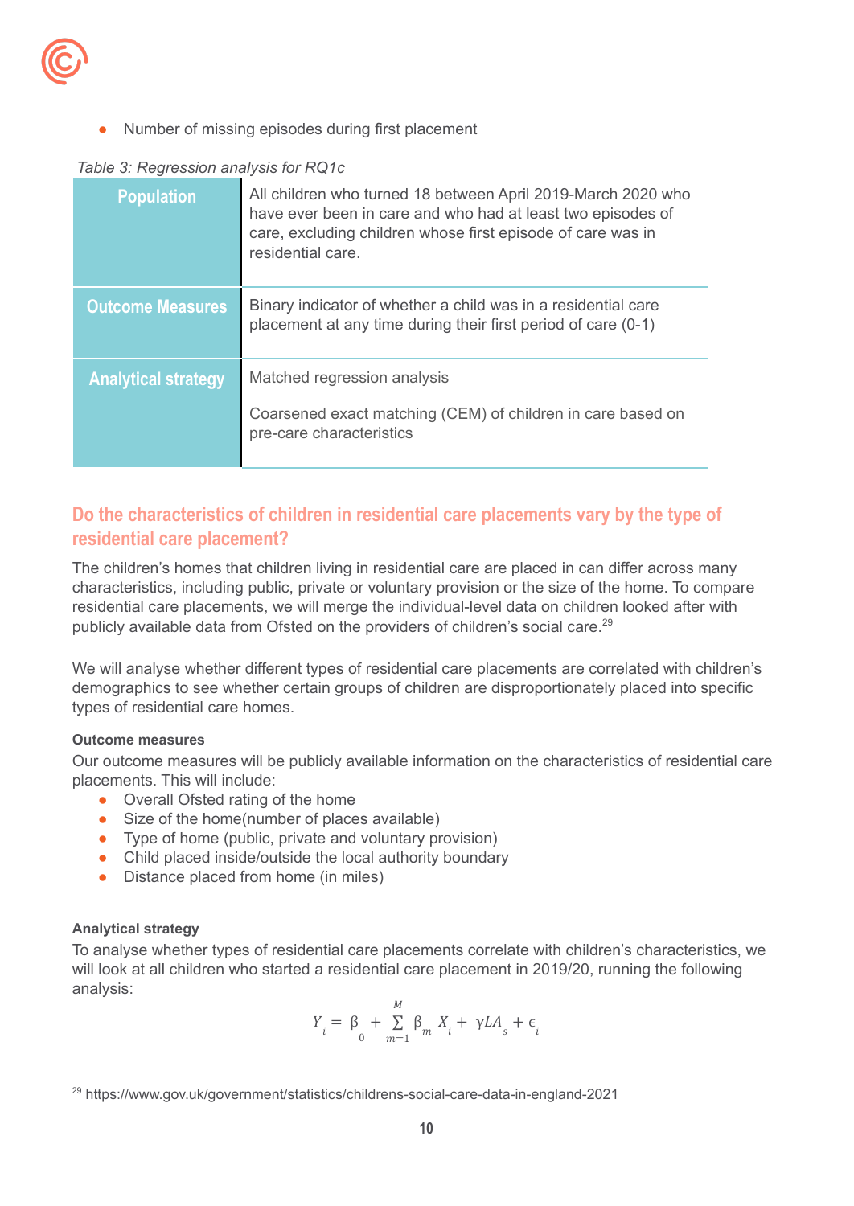- Number of missing episodes during first placement

*Table 3: Regression analysis for RQ1c*

| | |
|---|---|
| **Population** | All children who turned 18 between April 2019-March 2020 who have ever been in care and who had at least two episodes of care, excluding children whose first episode of care was in residential care. |
| **Outcome Measures** | Binary indicator of whether a child was in a residential care placement at any time during their first period of care (0-1) |
| **Analytical strategy** | Matched regression analysis<br><br>Coarsened exact matching (CEM) of children in care based on pre-care characteristics |

## Do the characteristics of children in residential care placements vary by the type of residential care placement?

The children's homes that children living in residential care are placed in can differ across many characteristics, including public, private or voluntary provision or the size of the home. To compare residential care placements, we will merge the individual-level data on children looked after with publicly available data from Ofsted on the providers of children's social care.[29]

We will analyse whether different types of residential care placements are correlated with children's demographics to see whether certain groups of children are disproportionately placed into specific types of residential care homes.

**Outcome measures**

Our outcome measures will be publicly available information on the characteristics of residential care placements. This will include:

- Overall Ofsted rating of the home
- Size of the home(number of places available)
- Type of home (public, private and voluntary provision)
- Child placed inside/outside the local authority boundary
- Distance placed from home (in miles)

**Analytical strategy**

To analyse whether types of residential care placements correlate with children's characteristics, we will look at all children who started a residential care placement in 2019/20, running the following analysis:

$$Y_i = \beta_0 + \sum_{m=1}^{M} \beta_m X_i + \gamma LA_s + \epsilon_i$$

[29] https://www.gov.uk/government/statistics/childrens-social-care-data-in-england-2021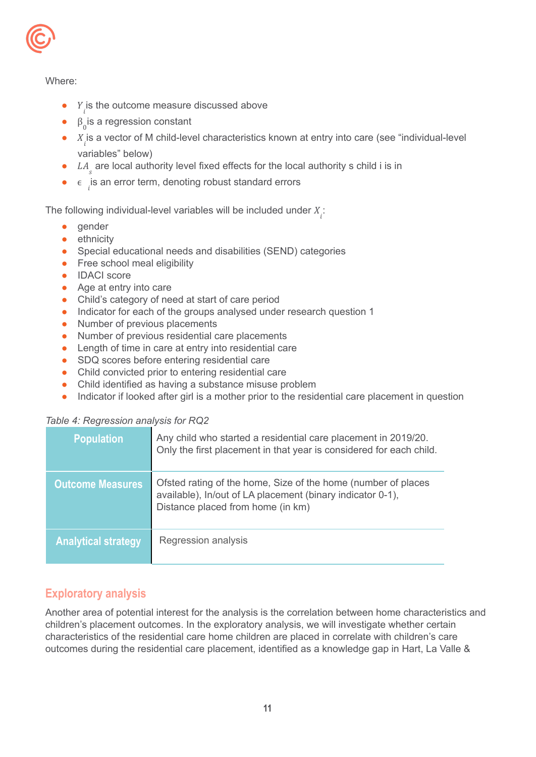Where:

- $Y_i$ is the outcome measure discussed above
- $\beta_0$ is a regression constant
- $X_i$ is a vector of M child-level characteristics known at entry into care (see "individual-level variables" below)
- $LA_s$ are local authority level fixed effects for the local authority s child i is in
- $\epsilon_i$ is an error term, denoting robust standard errors

The following individual-level variables will be included under $X_i$:

- gender
- ethnicity
- Special educational needs and disabilities (SEND) categories
- Free school meal eligibility
- IDACI score
- Age at entry into care
- Child's category of need at start of care period
- Indicator for each of the groups analysed under research question 1
- Number of previous placements
- Number of previous residential care placements
- Length of time in care at entry into residential care
- SDQ scores before entering residential care
- Child convicted prior to entering residential care
- Child identified as having a substance misuse problem
- Indicator if looked after girl is a mother prior to the residential care placement in question

*Table 4: Regression analysis for RQ2*

| | |
|---|---|
| **Population** | Any child who started a residential care placement in 2019/20. Only the first placement in that year is considered for each child. |
| **Outcome Measures** | Ofsted rating of the home, Size of the home (number of places available), In/out of LA placement (binary indicator 0-1), Distance placed from home (in km) |
| **Analytical strategy** | Regression analysis |

## Exploratory analysis

Another area of potential interest for the analysis is the correlation between home characteristics and children's placement outcomes. In the exploratory analysis, we will investigate whether certain characteristics of the residential care home children are placed in correlate with children's care outcomes during the residential care placement, identified as a knowledge gap in Hart, La Valle &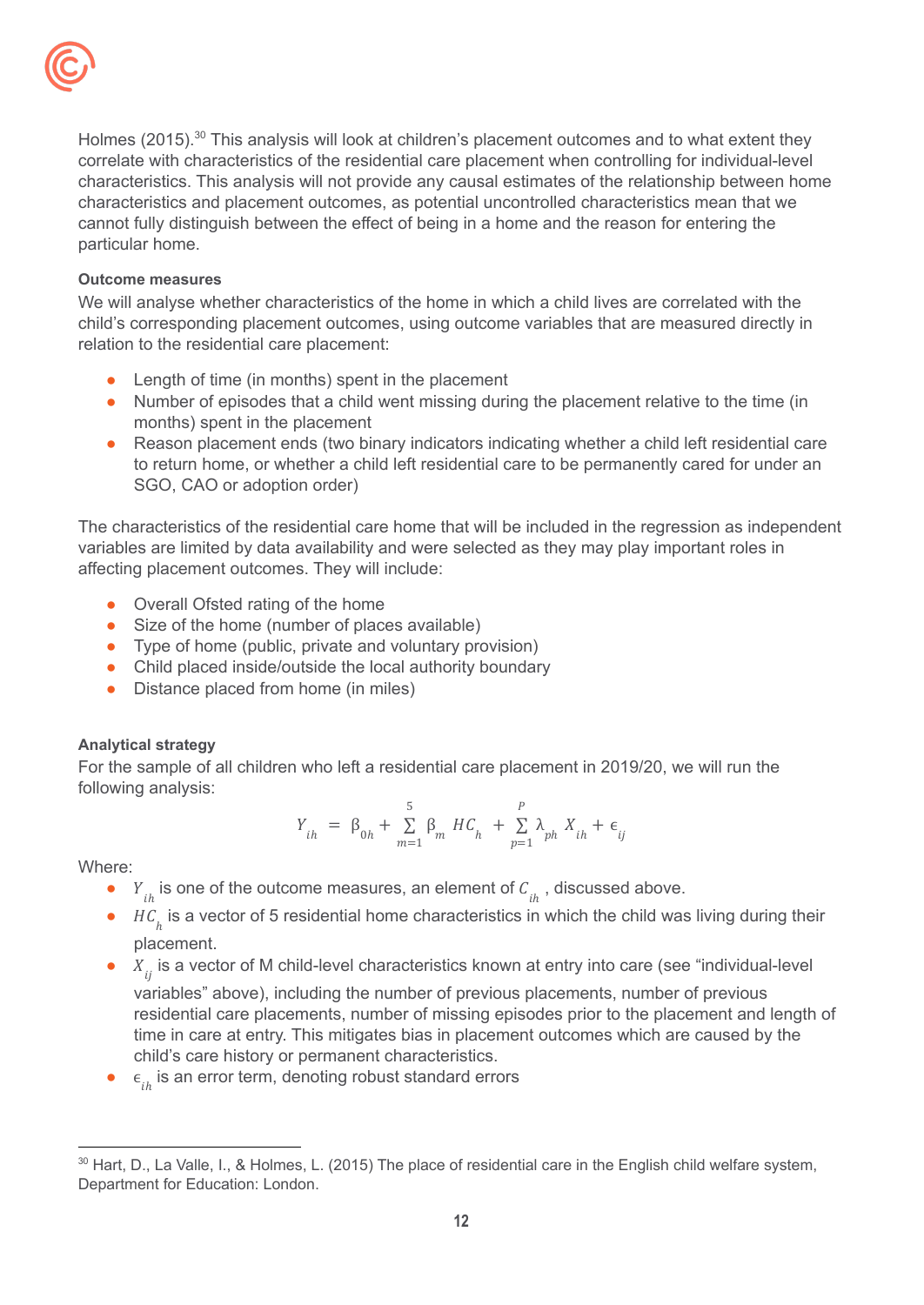Holmes (2015).[30] This analysis will look at children's placement outcomes and to what extent they correlate with characteristics of the residential care placement when controlling for individual-level characteristics. This analysis will not provide any causal estimates of the relationship between home characteristics and placement outcomes, as potential uncontrolled characteristics mean that we cannot fully distinguish between the effect of being in a home and the reason for entering the particular home.

**Outcome measures**

We will analyse whether characteristics of the home in which a child lives are correlated with the child's corresponding placement outcomes, using outcome variables that are measured directly in relation to the residential care placement:

- Length of time (in months) spent in the placement
- Number of episodes that a child went missing during the placement relative to the time (in months) spent in the placement
- Reason placement ends (two binary indicators indicating whether a child left residential care to return home, or whether a child left residential care to be permanently cared for under an SGO, CAO or adoption order)

The characteristics of the residential care home that will be included in the regression as independent variables are limited by data availability and were selected as they may play important roles in affecting placement outcomes. They will include:

- Overall Ofsted rating of the home
- Size of the home (number of places available)
- Type of home (public, private and voluntary provision)
- Child placed inside/outside the local authority boundary
- Distance placed from home (in miles)

**Analytical strategy**

For the sample of all children who left a residential care placement in 2019/20, we will run the following analysis:

$$Y_{ih} = \beta_{0h} + \sum_{m=1}^{5} \beta_m HC_h + \sum_{p=1}^{P} \lambda_{ph} X_{ih} + \epsilon_{ij}$$

Where:

- $Y_{ih}$ is one of the outcome measures, an element of $C_{ih}$, discussed above.
- $HC_h$ is a vector of 5 residential home characteristics in which the child was living during their placement.
- $X_{ij}$ is a vector of M child-level characteristics known at entry into care (see "individual-level variables" above), including the number of previous placements, number of previous residential care placements, number of missing episodes prior to the placement and length of time in care at entry. This mitigates bias in placement outcomes which are caused by the child's care history or permanent characteristics.
- $\epsilon_{ih}$ is an error term, denoting robust standard errors

[30] Hart, D., La Valle, I., & Holmes, L. (2015) The place of residential care in the English child welfare system, Department for Education: London.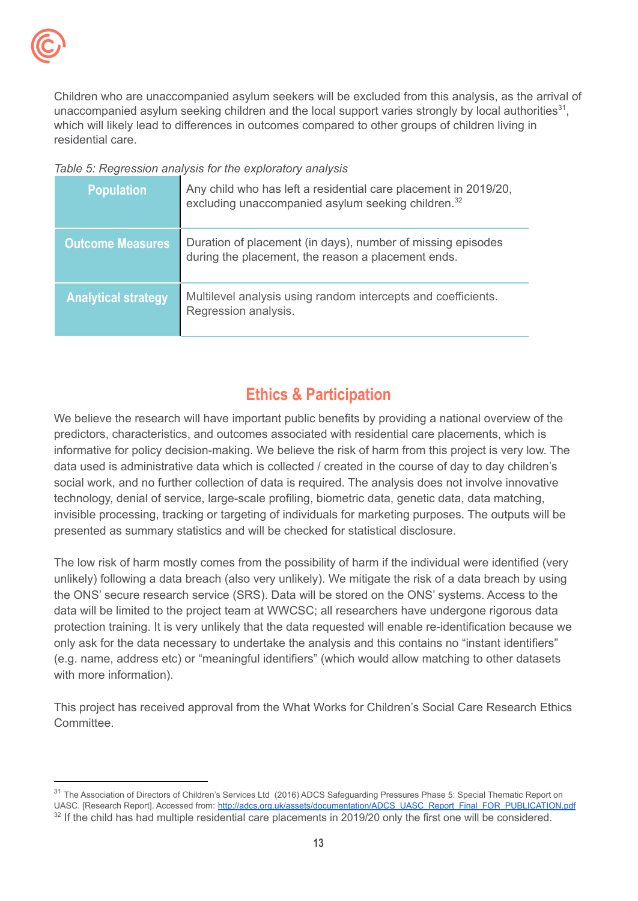Children who are unaccompanied asylum seekers will be excluded from this analysis, as the arrival of unaccompanied asylum seeking children and the local support varies strongly by local authorities[31], which will likely lead to differences in outcomes compared to other groups of children living in residential care.

*Table 5: Regression analysis for the exploratory analysis*

| | |
|---|---|
| **Population** | Any child who has left a residential care placement in 2019/20, excluding unaccompanied asylum seeking children.[32] |
| **Outcome Measures** | Duration of placement (in days), number of missing episodes during the placement, the reason a placement ends. |
| **Analytical strategy** | Multilevel analysis using random intercepts and coefficients. Regression analysis. |

## Ethics & Participation

We believe the research will have important public benefits by providing a national overview of the predictors, characteristics, and outcomes associated with residential care placements, which is informative for policy decision-making. We believe the risk of harm from this project is very low. The data used is administrative data which is collected / created in the course of day to day children's social work, and no further collection of data is required. The analysis does not involve innovative technology, denial of service, large-scale profiling, biometric data, genetic data, data matching, invisible processing, tracking or targeting of individuals for marketing purposes. The outputs will be presented as summary statistics and will be checked for statistical disclosure.

The low risk of harm mostly comes from the possibility of harm if the individual were identified (very unlikely) following a data breach (also very unlikely). We mitigate the risk of a data breach by using the ONS' secure research service (SRS). Data will be stored on the ONS' systems. Access to the data will be limited to the project team at WWCSC; all researchers have undergone rigorous data protection training. It is very unlikely that the data requested will enable re-identification because we only ask for the data necessary to undertake the analysis and this contains no "instant identifiers" (e.g. name, address etc) or "meaningful identifiers" (which would allow matching to other datasets with more information).

This project has received approval from the What Works for Children's Social Care Research Ethics Committee.

---

[31] The Association of Directors of Children's Services Ltd (2016) ADCS Safeguarding Pressures Phase 5: Special Thematic Report on UASC. [Research Report]. Accessed from: http://adcs.org.uk/assets/documentation/ADCS_UASC_Report_Final_FOR_PUBLICATION.pdf

[32] If the child has had multiple residential care placements in 2019/20 only the first one will be considered.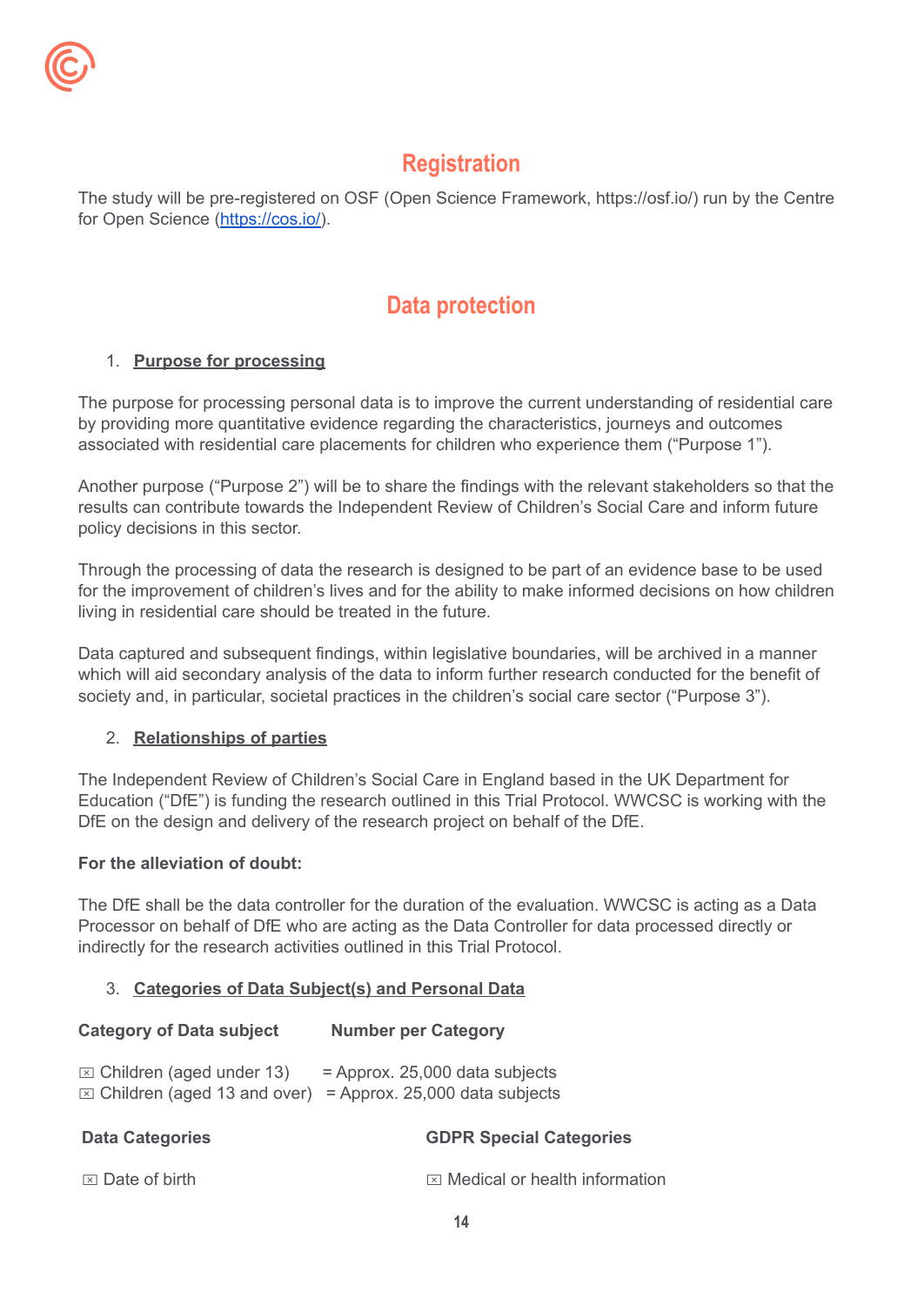## Registration

The study will be pre-registered on OSF (Open Science Framework, https://osf.io/) run by the Centre for Open Science (https://cos.io/).

## Data protection

1. **Purpose for processing**

The purpose for processing personal data is to improve the current understanding of residential care by providing more quantitative evidence regarding the characteristics, journeys and outcomes associated with residential care placements for children who experience them ("Purpose 1").

Another purpose ("Purpose 2") will be to share the findings with the relevant stakeholders so that the results can contribute towards the Independent Review of Children's Social Care and inform future policy decisions in this sector.

Through the processing of data the research is designed to be part of an evidence base to be used for the improvement of children's lives and for the ability to make informed decisions on how children living in residential care should be treated in the future.

Data captured and subsequent findings, within legislative boundaries, will be archived in a manner which will aid secondary analysis of the data to inform further research conducted for the benefit of society and, in particular, societal practices in the children's social care sector ("Purpose 3").

2. **Relationships of parties**

The Independent Review of Children's Social Care in England based in the UK Department for Education ("DfE") is funding the research outlined in this Trial Protocol. WWCSC is working with the DfE on the design and delivery of the research project on behalf of the DfE.

**For the alleviation of doubt:**

The DfE shall be the data controller for the duration of the evaluation. WWCSC is acting as a Data Processor on behalf of DfE who are acting as the Data Controller for data processed directly or indirectly for the research activities outlined in this Trial Protocol.

3. **Categories of Data Subject(s) and Personal Data**

| Category of Data subject | Number per Category |
|---|---|
| ☒ Children (aged under 13) | = Approx. 25,000 data subjects |
| ☒ Children (aged 13 and over) | = Approx. 25,000 data subjects |

| Data Categories | GDPR Special Categories |
|---|---|
| ☒ Date of birth | ☒ Medical or health information |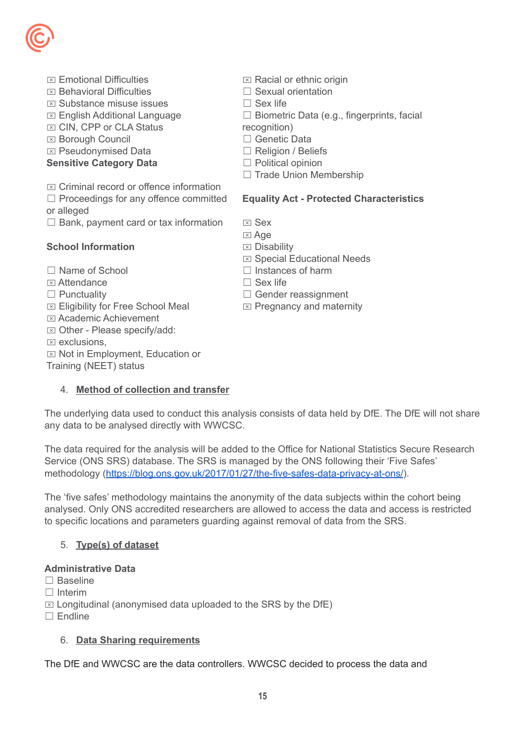☒ Emotional Difficulties
☒ Behavioral Difficulties
☒ Substance misuse issues
☒ English Additional Language
☒ CIN, CPP or CLA Status
☒ Borough Council
☒ Pseudonymised Data

**Sensitive Category Data**

☒ Criminal record or offence information
☐ Proceedings for any offence committed or alleged
☐ Bank, payment card or tax information

**School Information**

☐ Name of School
☒ Attendance
☐ Punctuality
☒ Eligibility for Free School Meal
☒ Academic Achievement
☒ Other - Please specify/add:
☒ exclusions,
☒ Not in Employment, Education or Training (NEET) status

☒ Racial or ethnic origin
☐ Sexual orientation
☐ Sex life
☐ Biometric Data (e.g., fingerprints, facial recognition)
☐ Genetic Data
☐ Religion / Beliefs
☐ Political opinion
☐ Trade Union Membership

**Equality Act - Protected Characteristics**

☒ Sex
☒ Age
☒ Disability
☒ Special Educational Needs
☐ Instances of harm
☐ Sex life
☐ Gender reassignment
☒ Pregnancy and maternity

4. **Method of collection and transfer**

The underlying data used to conduct this analysis consists of data held by DfE. The DfE will not share any data to be analysed directly with WWCSC.

The data required for the analysis will be added to the Office for National Statistics Secure Research Service (ONS SRS) database. The SRS is managed by the ONS following their 'Five Safes' methodology (https://blog.ons.gov.uk/2017/01/27/the-five-safes-data-privacy-at-ons/).

The 'five safes' methodology maintains the anonymity of the data subjects within the cohort being analysed. Only ONS accredited researchers are allowed to access the data and access is restricted to specific locations and parameters guarding against removal of data from the SRS.

5. **Type(s) of dataset**

**Administrative Data**
☐ Baseline
☐ Interim
☒ Longitudinal (anonymised data uploaded to the SRS by the DfE)
☐ Endline

6. **Data Sharing requirements**

The DfE and WWCSC are the data controllers. WWCSC decided to process the data and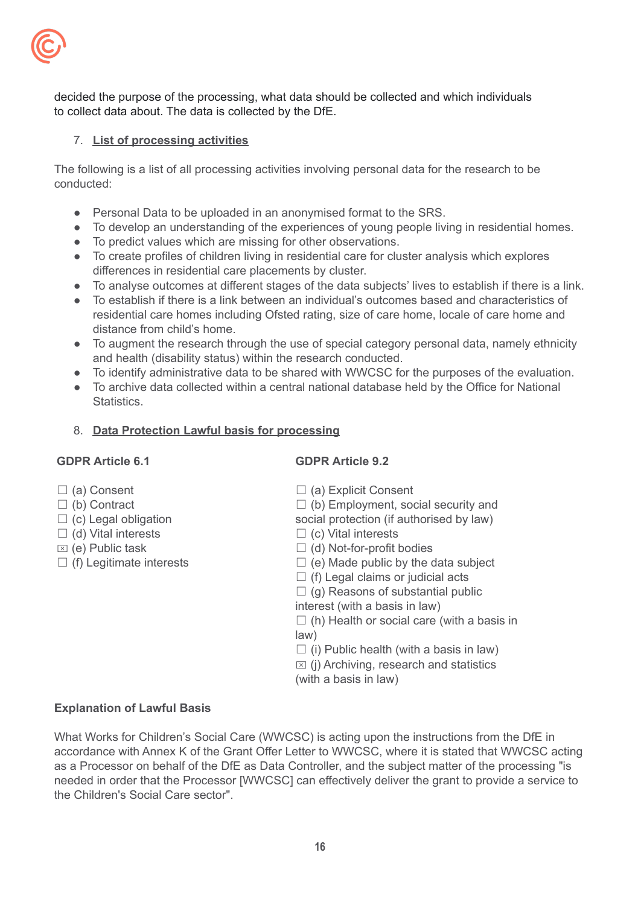decided the purpose of the processing, what data should be collected and which individuals to collect data about. The data is collected by the DfE.

7. **List of processing activities**

The following is a list of all processing activities involving personal data for the research to be conducted:

- Personal Data to be uploaded in an anonymised format to the SRS.
- To develop an understanding of the experiences of young people living in residential homes.
- To predict values which are missing for other observations.
- To create profiles of children living in residential care for cluster analysis which explores differences in residential care placements by cluster.
- To analyse outcomes at different stages of the data subjects' lives to establish if there is a link.
- To establish if there is a link between an individual's outcomes based and characteristics of residential care homes including Ofsted rating, size of care home, locale of care home and distance from child's home.
- To augment the research through the use of special category personal data, namely ethnicity and health (disability status) within the research conducted.
- To identify administrative data to be shared with WWCSC for the purposes of the evaluation.
- To archive data collected within a central national database held by the Office for National Statistics.

8. **Data Protection Lawful basis for processing**

**GDPR Article 6.1**

☐ (a) Consent
☐ (b) Contract
☐ (c) Legal obligation
☐ (d) Vital interests
☒ (e) Public task
☐ (f) Legitimate interests

**GDPR Article 9.2**

☐ (a) Explicit Consent
☐ (b) Employment, social security and social protection (if authorised by law)
☐ (c) Vital interests
☐ (d) Not-for-profit bodies
☐ (e) Made public by the data subject
☐ (f) Legal claims or judicial acts
☐ (g) Reasons of substantial public interest (with a basis in law)
☐ (h) Health or social care (with a basis in law)
☐ (i) Public health (with a basis in law)
☒ (j) Archiving, research and statistics (with a basis in law)

**Explanation of Lawful Basis**

What Works for Children's Social Care (WWCSC) is acting upon the instructions from the DfE in accordance with Annex K of the Grant Offer Letter to WWCSC, where it is stated that WWCSC acting as a Processor on behalf of the DfE as Data Controller, and the subject matter of the processing "is needed in order that the Processor [WWCSC] can effectively deliver the grant to provide a service to the Children's Social Care sector".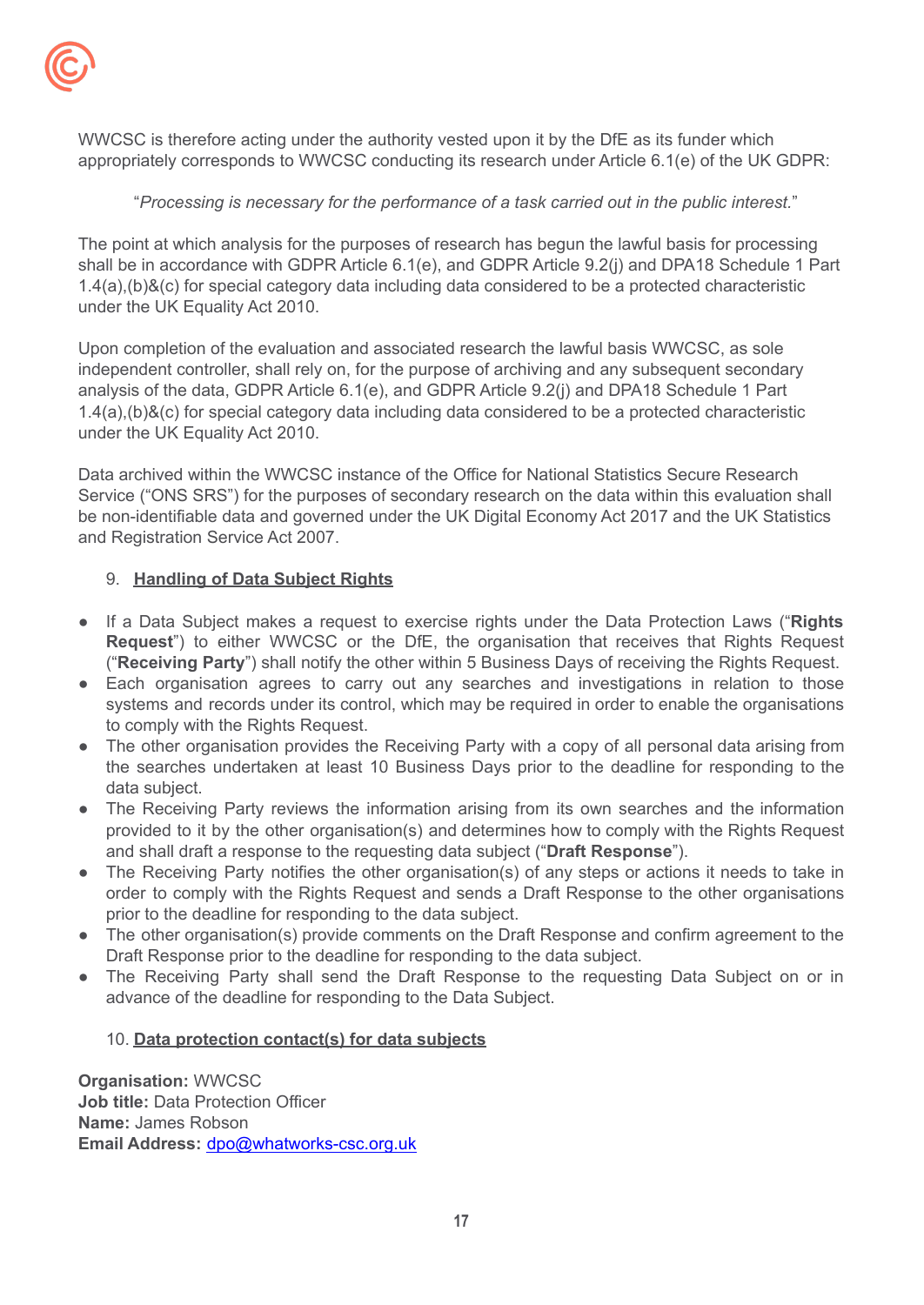WWCSC is therefore acting under the authority vested upon it by the DfE as its funder which appropriately corresponds to WWCSC conducting its research under Article 6.1(e) of the UK GDPR:

> "*Processing is necessary for the performance of a task carried out in the public interest.*"

The point at which analysis for the purposes of research has begun the lawful basis for processing shall be in accordance with GDPR Article 6.1(e), and GDPR Article 9.2(j) and DPA18 Schedule 1 Part 1.4(a),(b)&(c) for special category data including data considered to be a protected characteristic under the UK Equality Act 2010.

Upon completion of the evaluation and associated research the lawful basis WWCSC, as sole independent controller, shall rely on, for the purpose of archiving and any subsequent secondary analysis of the data, GDPR Article 6.1(e), and GDPR Article 9.2(j) and DPA18 Schedule 1 Part 1.4(a),(b)&(c) for special category data including data considered to be a protected characteristic under the UK Equality Act 2010.

Data archived within the WWCSC instance of the Office for National Statistics Secure Research Service ("ONS SRS") for the purposes of secondary research on the data within this evaluation shall be non-identifiable data and governed under the UK Digital Economy Act 2017 and the UK Statistics and Registration Service Act 2007.

## 9. Handling of Data Subject Rights

- If a Data Subject makes a request to exercise rights under the Data Protection Laws ("**Rights Request**") to either WWCSC or the DfE, the organisation that receives that Rights Request ("**Receiving Party**") shall notify the other within 5 Business Days of receiving the Rights Request.
- Each organisation agrees to carry out any searches and investigations in relation to those systems and records under its control, which may be required in order to enable the organisations to comply with the Rights Request.
- The other organisation provides the Receiving Party with a copy of all personal data arising from the searches undertaken at least 10 Business Days prior to the deadline for responding to the data subject.
- The Receiving Party reviews the information arising from its own searches and the information provided to it by the other organisation(s) and determines how to comply with the Rights Request and shall draft a response to the requesting data subject ("**Draft Response**").
- The Receiving Party notifies the other organisation(s) of any steps or actions it needs to take in order to comply with the Rights Request and sends a Draft Response to the other organisations prior to the deadline for responding to the data subject.
- The other organisation(s) provide comments on the Draft Response and confirm agreement to the Draft Response prior to the deadline for responding to the data subject.
- The Receiving Party shall send the Draft Response to the requesting Data Subject on or in advance of the deadline for responding to the Data Subject.

## 10. Data protection contact(s) for data subjects

**Organisation:** WWCSC
**Job title:** Data Protection Officer
**Name:** James Robson
**Email Address:** dpo@whatworks-csc.org.uk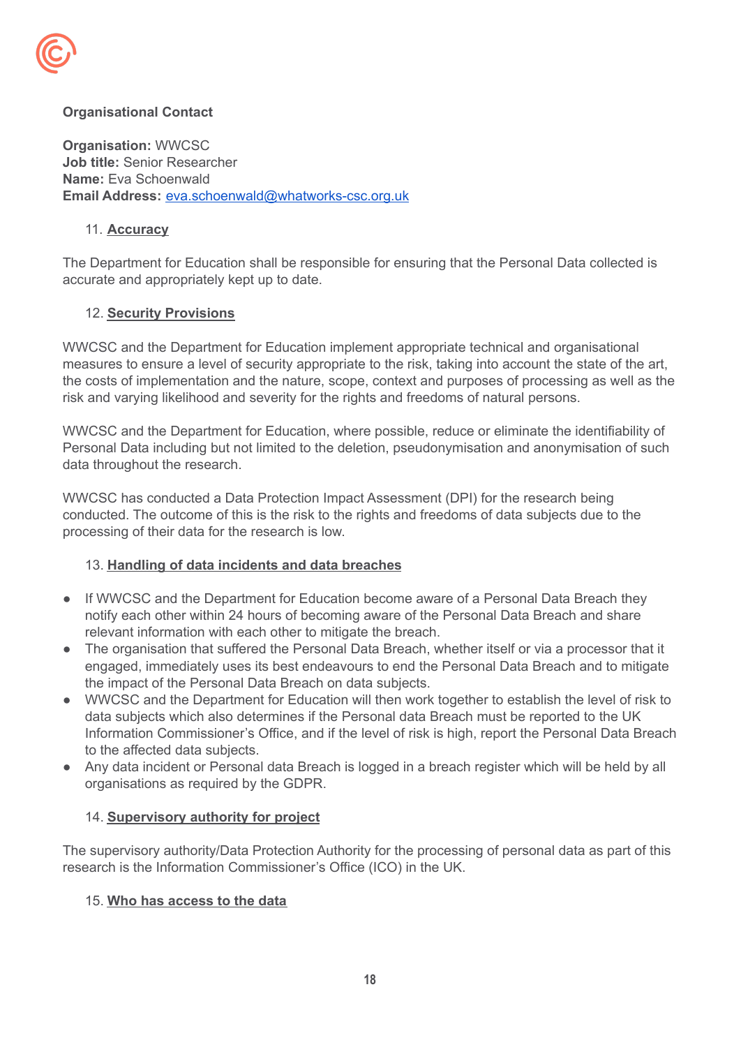**Organisational Contact**

**Organisation:** WWCSC
**Job title:** Senior Researcher
**Name:** Eva Schoenwald
**Email Address:** [eva.schoenwald@whatworks-csc.org.uk](mailto:eva.schoenwald@whatworks-csc.org.uk)

11. **Accuracy**

The Department for Education shall be responsible for ensuring that the Personal Data collected is accurate and appropriately kept up to date.

12. **Security Provisions**

WWCSC and the Department for Education implement appropriate technical and organisational measures to ensure a level of security appropriate to the risk, taking into account the state of the art, the costs of implementation and the nature, scope, context and purposes of processing as well as the risk and varying likelihood and severity for the rights and freedoms of natural persons.

WWCSC and the Department for Education, where possible, reduce or eliminate the identifiability of Personal Data including but not limited to the deletion, pseudonymisation and anonymisation of such data throughout the research.

WWCSC has conducted a Data Protection Impact Assessment (DPI) for the research being conducted. The outcome of this is the risk to the rights and freedoms of data subjects due to the processing of their data for the research is low.

13. **Handling of data incidents and data breaches**

- If WWCSC and the Department for Education become aware of a Personal Data Breach they notify each other within 24 hours of becoming aware of the Personal Data Breach and share relevant information with each other to mitigate the breach.
- The organisation that suffered the Personal Data Breach, whether itself or via a processor that it engaged, immediately uses its best endeavours to end the Personal Data Breach and to mitigate the impact of the Personal Data Breach on data subjects.
- WWCSC and the Department for Education will then work together to establish the level of risk to data subjects which also determines if the Personal data Breach must be reported to the UK Information Commissioner's Office, and if the level of risk is high, report the Personal Data Breach to the affected data subjects.
- Any data incident or Personal data Breach is logged in a breach register which will be held by all organisations as required by the GDPR.

14. **Supervisory authority for project**

The supervisory authority/Data Protection Authority for the processing of personal data as part of this research is the Information Commissioner's Office (ICO) in the UK.

15. **Who has access to the data**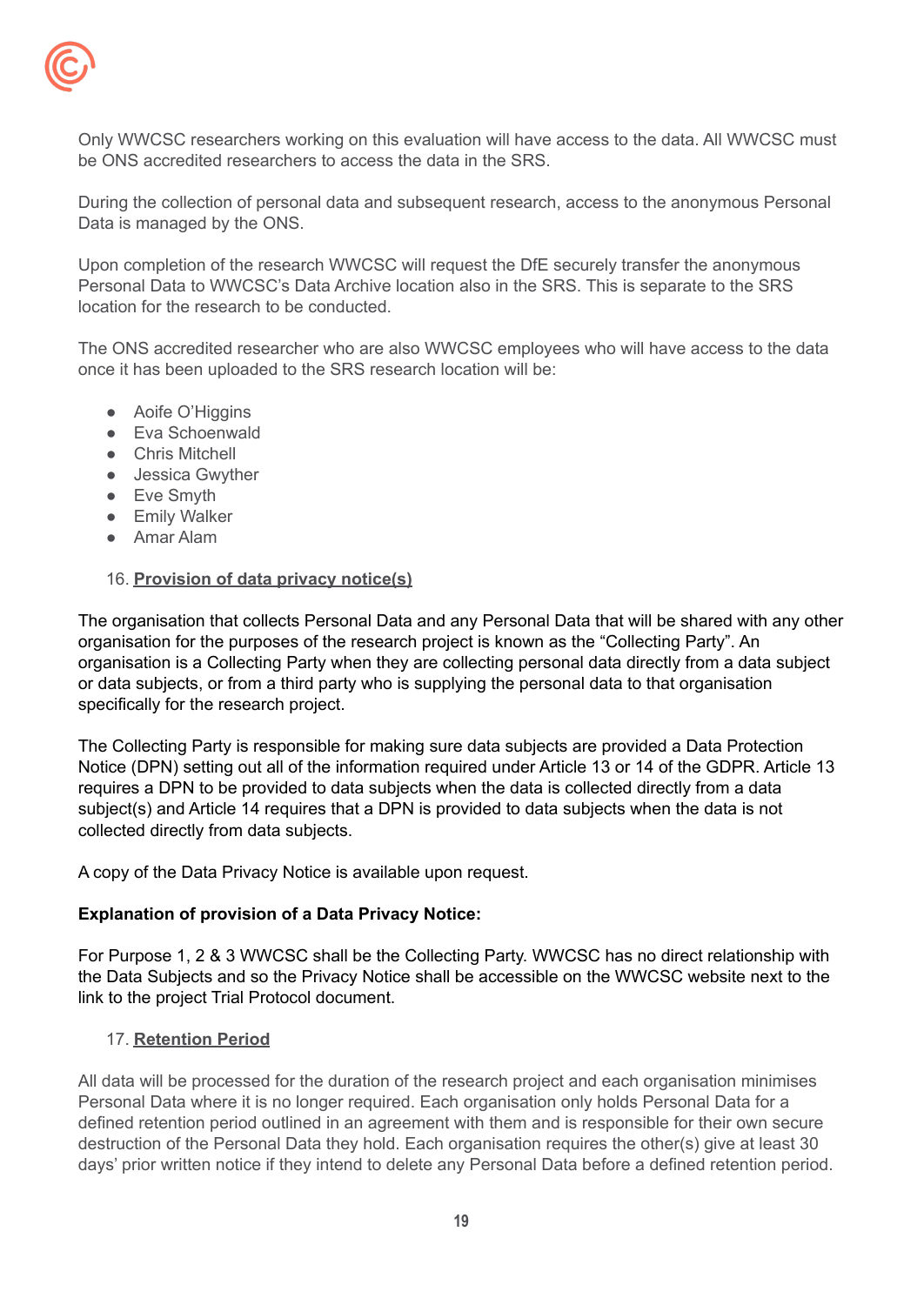Only WWCSC researchers working on this evaluation will have access to the data. All WWCSC must be ONS accredited researchers to access the data in the SRS.

During the collection of personal data and subsequent research, access to the anonymous Personal Data is managed by the ONS.

Upon completion of the research WWCSC will request the DfE securely transfer the anonymous Personal Data to WWCSC's Data Archive location also in the SRS. This is separate to the SRS location for the research to be conducted.

The ONS accredited researcher who are also WWCSC employees who will have access to the data once it has been uploaded to the SRS research location will be:

- Aoife O'Higgins
- Eva Schoenwald
- Chris Mitchell
- Jessica Gwyther
- Eve Smyth
- Emily Walker
- Amar Alam

16. **Provision of data privacy notice(s)**

The organisation that collects Personal Data and any Personal Data that will be shared with any other organisation for the purposes of the research project is known as the "Collecting Party". An organisation is a Collecting Party when they are collecting personal data directly from a data subject or data subjects, or from a third party who is supplying the personal data to that organisation specifically for the research project.

The Collecting Party is responsible for making sure data subjects are provided a Data Protection Notice (DPN) setting out all of the information required under Article 13 or 14 of the GDPR. Article 13 requires a DPN to be provided to data subjects when the data is collected directly from a data subject(s) and Article 14 requires that a DPN is provided to data subjects when the data is not collected directly from data subjects.

A copy of the Data Privacy Notice is available upon request.

**Explanation of provision of a Data Privacy Notice:**

For Purpose 1, 2 & 3 WWCSC shall be the Collecting Party. WWCSC has no direct relationship with the Data Subjects and so the Privacy Notice shall be accessible on the WWCSC website next to the link to the project Trial Protocol document.

17. **Retention Period**

All data will be processed for the duration of the research project and each organisation minimises Personal Data where it is no longer required. Each organisation only holds Personal Data for a defined retention period outlined in an agreement with them and is responsible for their own secure destruction of the Personal Data they hold. Each organisation requires the other(s) give at least 30 days' prior written notice if they intend to delete any Personal Data before a defined retention period.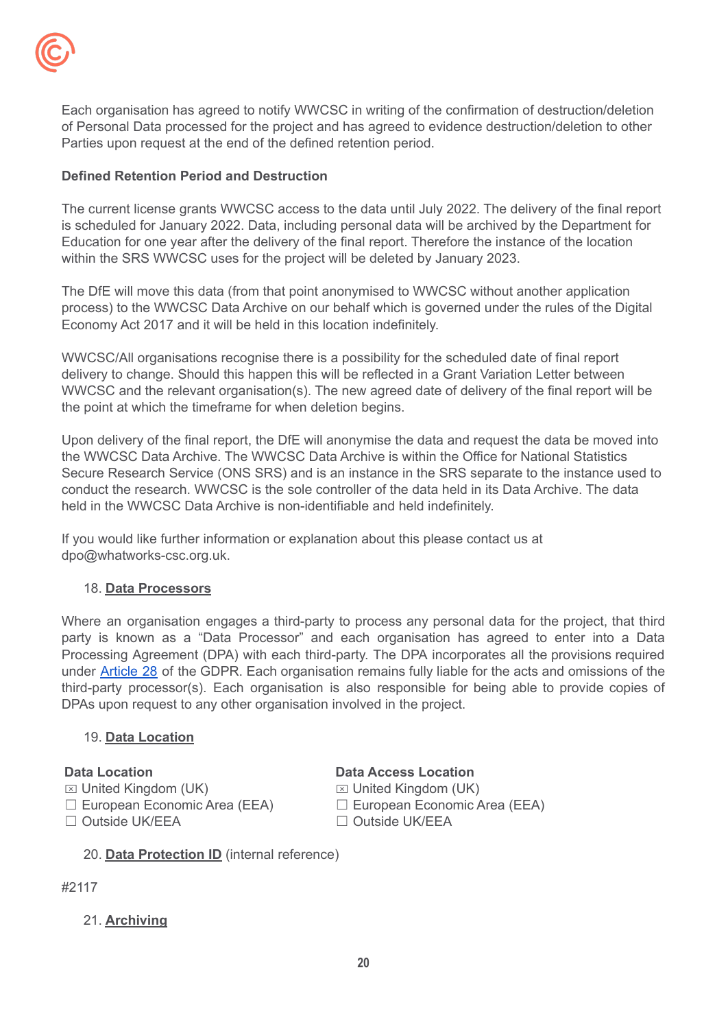Each organisation has agreed to notify WWCSC in writing of the confirmation of destruction/deletion of Personal Data processed for the project and has agreed to evidence destruction/deletion to other Parties upon request at the end of the defined retention period.

**Defined Retention Period and Destruction**

The current license grants WWCSC access to the data until July 2022. The delivery of the final report is scheduled for January 2022. Data, including personal data will be archived by the Department for Education for one year after the delivery of the final report. Therefore the instance of the location within the SRS WWCSC uses for the project will be deleted by January 2023.

The DfE will move this data (from that point anonymised to WWCSC without another application process) to the WWCSC Data Archive on our behalf which is governed under the rules of the Digital Economy Act 2017 and it will be held in this location indefinitely.

WWCSC/All organisations recognise there is a possibility for the scheduled date of final report delivery to change. Should this happen this will be reflected in a Grant Variation Letter between WWCSC and the relevant organisation(s). The new agreed date of delivery of the final report will be the point at which the timeframe for when deletion begins.

Upon delivery of the final report, the DfE will anonymise the data and request the data be moved into the WWCSC Data Archive. The WWCSC Data Archive is within the Office for National Statistics Secure Research Service (ONS SRS) and is an instance in the SRS separate to the instance used to conduct the research. WWCSC is the sole controller of the data held in its Data Archive. The data held in the WWCSC Data Archive is non-identifiable and held indefinitely.

If you would like further information or explanation about this please contact us at dpo@whatworks-csc.org.uk.

## 18. Data Processors

Where an organisation engages a third-party to process any personal data for the project, that third party is known as a "Data Processor" and each organisation has agreed to enter into a Data Processing Agreement (DPA) with each third-party. The DPA incorporates all the provisions required under Article 28 of the GDPR. Each organisation remains fully liable for the acts and omissions of the third-party processor(s). Each organisation is also responsible for being able to provide copies of DPAs upon request to any other organisation involved in the project.

## 19. Data Location

**Data Location**
☒ United Kingdom (UK)
☐ European Economic Area (EEA)
☐ Outside UK/EEA

**Data Access Location**
☒ United Kingdom (UK)
☐ European Economic Area (EEA)
☐ Outside UK/EEA

## 20. Data Protection ID (internal reference)

#2117

## 21. Archiving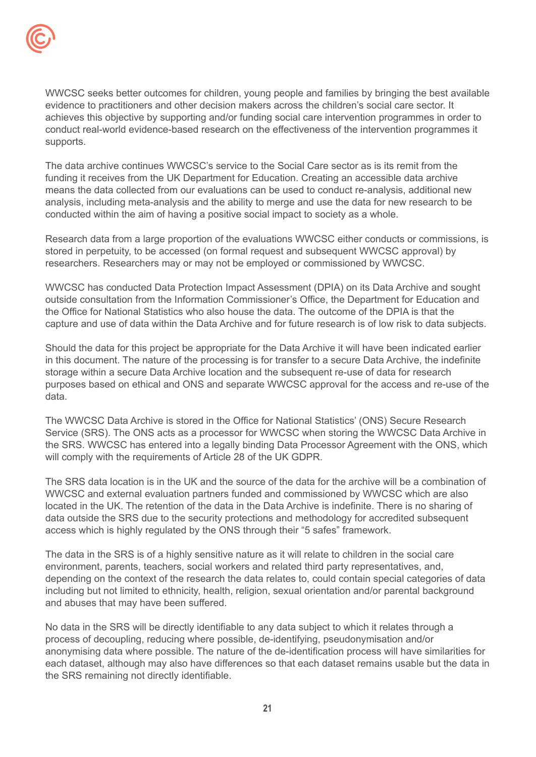WWCSC seeks better outcomes for children, young people and families by bringing the best available evidence to practitioners and other decision makers across the children's social care sector. It achieves this objective by supporting and/or funding social care intervention programmes in order to conduct real-world evidence-based research on the effectiveness of the intervention programmes it supports.

The data archive continues WWCSC's service to the Social Care sector as is its remit from the funding it receives from the UK Department for Education. Creating an accessible data archive means the data collected from our evaluations can be used to conduct re-analysis, additional new analysis, including meta-analysis and the ability to merge and use the data for new research to be conducted within the aim of having a positive social impact to society as a whole.

Research data from a large proportion of the evaluations WWCSC either conducts or commissions, is stored in perpetuity, to be accessed (on formal request and subsequent WWCSC approval) by researchers. Researchers may or may not be employed or commissioned by WWCSC.

WWCSC has conducted Data Protection Impact Assessment (DPIA) on its Data Archive and sought outside consultation from the Information Commissioner's Office, the Department for Education and the Office for National Statistics who also house the data. The outcome of the DPIA is that the capture and use of data within the Data Archive and for future research is of low risk to data subjects.

Should the data for this project be appropriate for the Data Archive it will have been indicated earlier in this document. The nature of the processing is for transfer to a secure Data Archive, the indefinite storage within a secure Data Archive location and the subsequent re-use of data for research purposes based on ethical and ONS and separate WWCSC approval for the access and re-use of the data.

The WWCSC Data Archive is stored in the Office for National Statistics' (ONS) Secure Research Service (SRS). The ONS acts as a processor for WWCSC when storing the WWCSC Data Archive in the SRS. WWCSC has entered into a legally binding Data Processor Agreement with the ONS, which will comply with the requirements of Article 28 of the UK GDPR.

The SRS data location is in the UK and the source of the data for the archive will be a combination of WWCSC and external evaluation partners funded and commissioned by WWCSC which are also located in the UK. The retention of the data in the Data Archive is indefinite. There is no sharing of data outside the SRS due to the security protections and methodology for accredited subsequent access which is highly regulated by the ONS through their "5 safes" framework.

The data in the SRS is of a highly sensitive nature as it will relate to children in the social care environment, parents, teachers, social workers and related third party representatives, and, depending on the context of the research the data relates to, could contain special categories of data including but not limited to ethnicity, health, religion, sexual orientation and/or parental background and abuses that may have been suffered.

No data in the SRS will be directly identifiable to any data subject to which it relates through a process of decoupling, reducing where possible, de-identifying, pseudonymisation and/or anonymising data where possible. The nature of the de-identification process will have similarities for each dataset, although may also have differences so that each dataset remains usable but the data in the SRS remaining not directly identifiable.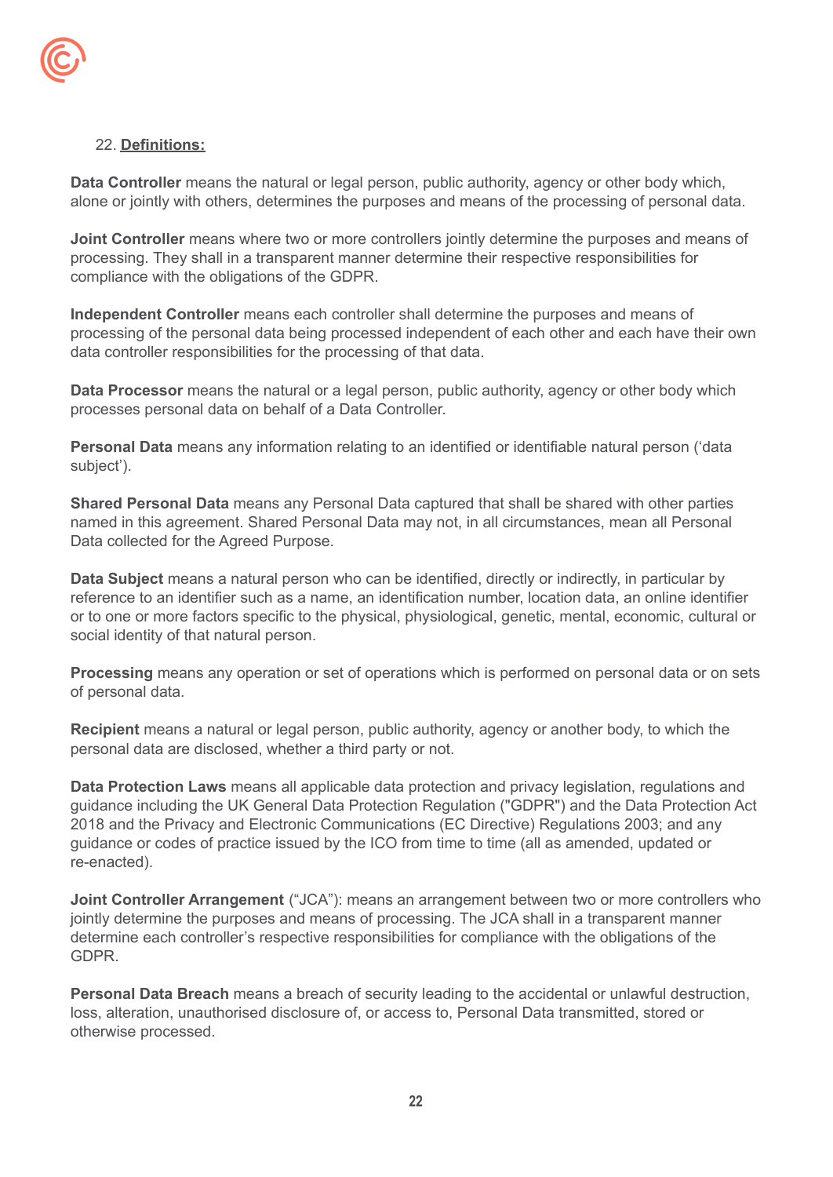22. **Definitions:**

**Data Controller** means the natural or legal person, public authority, agency or other body which, alone or jointly with others, determines the purposes and means of the processing of personal data.

**Joint Controller** means where two or more controllers jointly determine the purposes and means of processing. They shall in a transparent manner determine their respective responsibilities for compliance with the obligations of the GDPR.

**Independent Controller** means each controller shall determine the purposes and means of processing of the personal data being processed independent of each other and each have their own data controller responsibilities for the processing of that data.

**Data Processor** means the natural or a legal person, public authority, agency or other body which processes personal data on behalf of a Data Controller.

**Personal Data** means any information relating to an identified or identifiable natural person ('data subject').

**Shared Personal Data** means any Personal Data captured that shall be shared with other parties named in this agreement. Shared Personal Data may not, in all circumstances, mean all Personal Data collected for the Agreed Purpose.

**Data Subject** means a natural person who can be identified, directly or indirectly, in particular by reference to an identifier such as a name, an identification number, location data, an online identifier or to one or more factors specific to the physical, physiological, genetic, mental, economic, cultural or social identity of that natural person.

**Processing** means any operation or set of operations which is performed on personal data or on sets of personal data.

**Recipient** means a natural or legal person, public authority, agency or another body, to which the personal data are disclosed, whether a third party or not.

**Data Protection Laws** means all applicable data protection and privacy legislation, regulations and guidance including the UK General Data Protection Regulation ("GDPR") and the Data Protection Act 2018 and the Privacy and Electronic Communications (EC Directive) Regulations 2003; and any guidance or codes of practice issued by the ICO from time to time (all as amended, updated or re-enacted).

**Joint Controller Arrangement** ("JCA"): means an arrangement between two or more controllers who jointly determine the purposes and means of processing. The JCA shall in a transparent manner determine each controller's respective responsibilities for compliance with the obligations of the GDPR.

**Personal Data Breach** means a breach of security leading to the accidental or unlawful destruction, loss, alteration, unauthorised disclosure of, or access to, Personal Data transmitted, stored or otherwise processed.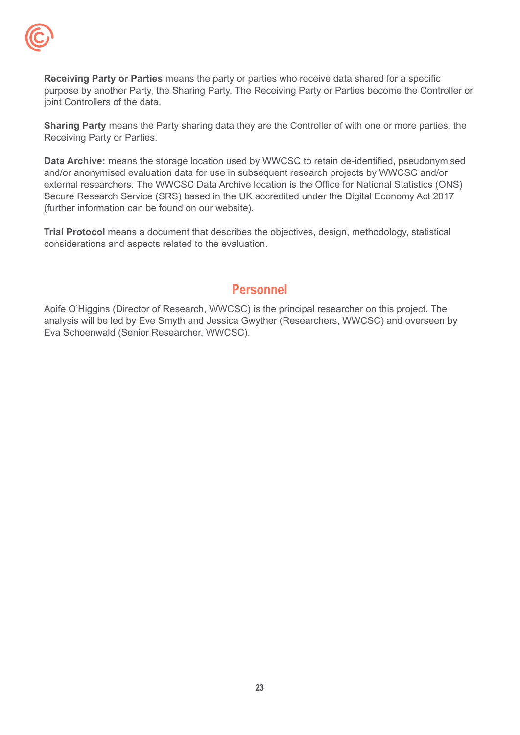**Receiving Party or Parties** means the party or parties who receive data shared for a specific purpose by another Party, the Sharing Party. The Receiving Party or Parties become the Controller or joint Controllers of the data.

**Sharing Party** means the Party sharing data they are the Controller of with one or more parties, the Receiving Party or Parties.

**Data Archive:** means the storage location used by WWCSC to retain de-identified, pseudonymised and/or anonymised evaluation data for use in subsequent research projects by WWCSC and/or external researchers. The WWCSC Data Archive location is the Office for National Statistics (ONS) Secure Research Service (SRS) based in the UK accredited under the Digital Economy Act 2017 (further information can be found on our website).

**Trial Protocol** means a document that describes the objectives, design, methodology, statistical considerations and aspects related to the evaluation.

## Personnel

Aoife O'Higgins (Director of Research, WWCSC) is the principal researcher on this project. The analysis will be led by Eve Smyth and Jessica Gwyther (Researchers, WWCSC) and overseen by Eva Schoenwald (Senior Researcher, WWCSC).